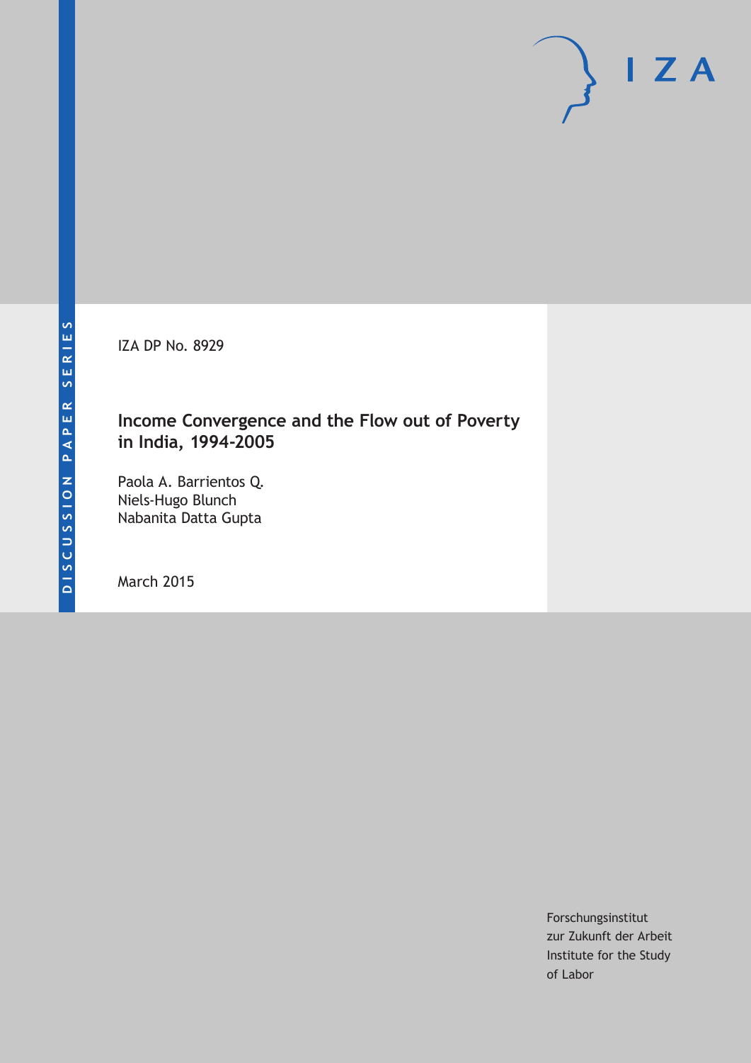DISCUSSION PAPER SERIES

IZA DP No. 8929

# Income Convergence and the Flow out of Poverty in India, 1994-2005

Paola A. Barrientos Q.
Niels-Hugo Blunch
Nabanita Datta Gupta

March 2015

Forschungsinstitut
zur Zukunft der Arbeit
Institute for the Study
of Labor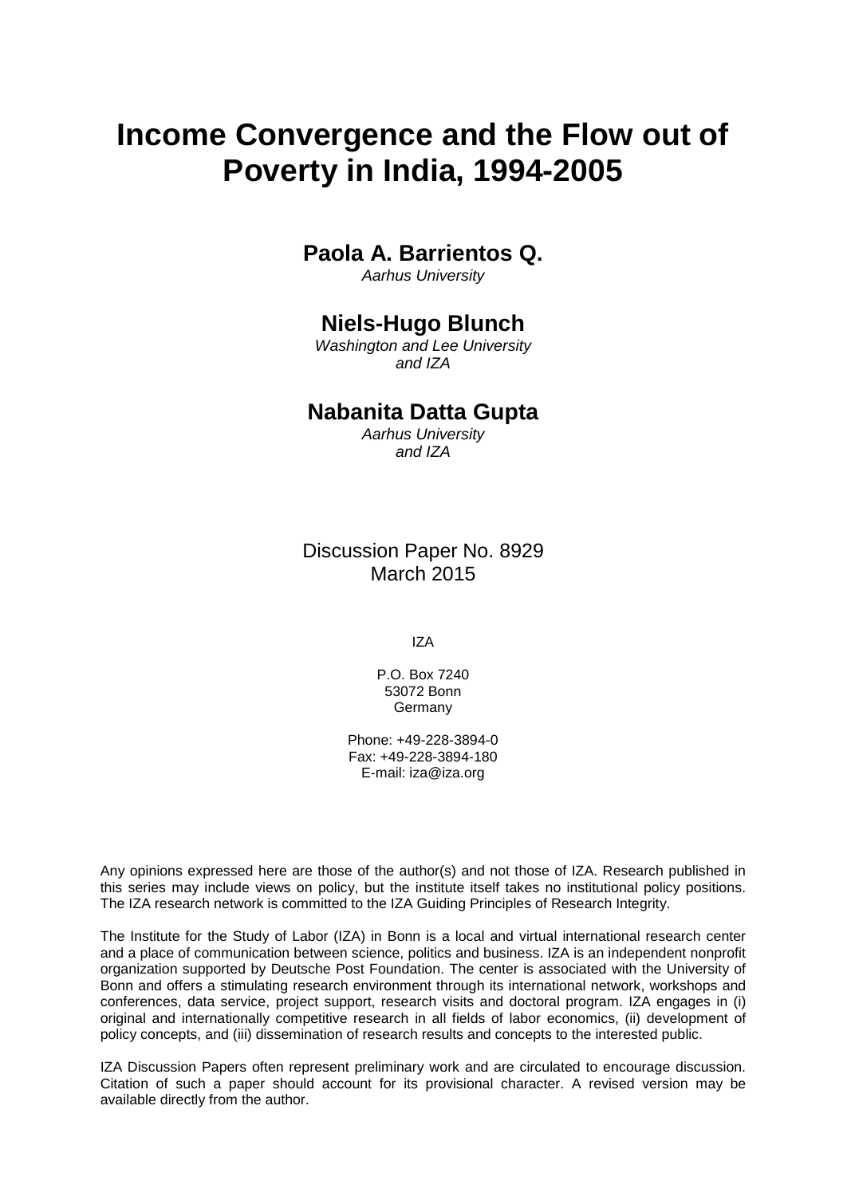# Income Convergence and the Flow out of Poverty in India, 1994-2005

**Paola A. Barrientos Q.**
*Aarhus University*

**Niels-Hugo Blunch**
*Washington and Lee University and IZA*

**Nabanita Datta Gupta**
*Aarhus University and IZA*

Discussion Paper No. 8929
March 2015

IZA

P.O. Box 7240
53072 Bonn
Germany

Phone: +49-228-3894-0
Fax: +49-228-3894-180
E-mail: iza@iza.org

Any opinions expressed here are those of the author(s) and not those of IZA. Research published in this series may include views on policy, but the institute itself takes no institutional policy positions. The IZA research network is committed to the IZA Guiding Principles of Research Integrity.

The Institute for the Study of Labor (IZA) in Bonn is a local and virtual international research center and a place of communication between science, politics and business. IZA is an independent nonprofit organization supported by Deutsche Post Foundation. The center is associated with the University of Bonn and offers a stimulating research environment through its international network, workshops and conferences, data service, project support, research visits and doctoral program. IZA engages in (i) original and internationally competitive research in all fields of labor economics, (ii) development of policy concepts, and (iii) dissemination of research results and concepts to the interested public.

IZA Discussion Papers often represent preliminary work and are circulated to encourage discussion. Citation of such a paper should account for its provisional character. A revised version may be available directly from the author.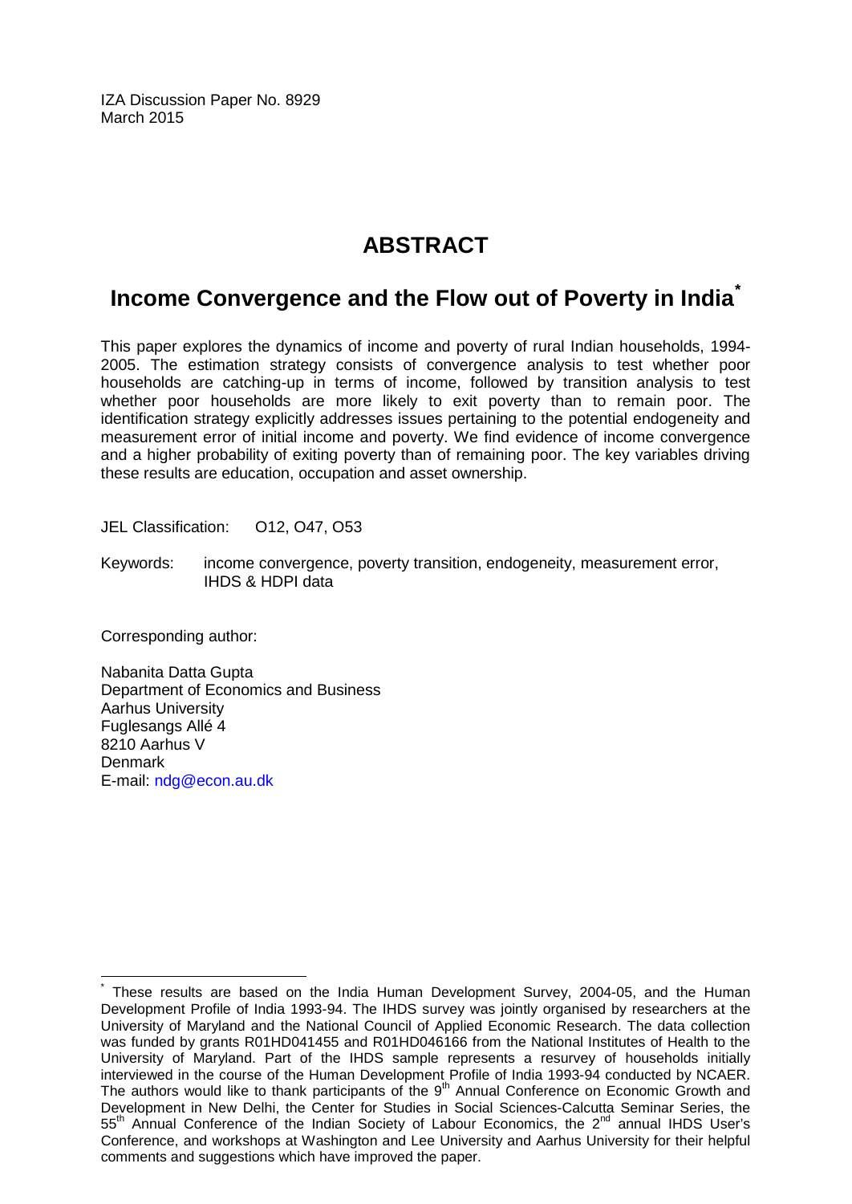IZA Discussion Paper No. 8929
March 2015

# ABSTRACT

## Income Convergence and the Flow out of Poverty in India*

This paper explores the dynamics of income and poverty of rural Indian households, 1994-2005. The estimation strategy consists of convergence analysis to test whether poor households are catching-up in terms of income, followed by transition analysis to test whether poor households are more likely to exit poverty than to remain poor. The identification strategy explicitly addresses issues pertaining to the potential endogeneity and measurement error of initial income and poverty. We find evidence of income convergence and a higher probability of exiting poverty than of remaining poor. The key variables driving these results are education, occupation and asset ownership.

JEL Classification: O12, O47, O53

Keywords: income convergence, poverty transition, endogeneity, measurement error, IHDS & HDPI data

Corresponding author:

Nabanita Datta Gupta
Department of Economics and Business
Aarhus University
Fuglesangs Allé 4
8210 Aarhus V
Denmark
E-mail: ndg@econ.au.dk

---

* These results are based on the India Human Development Survey, 2004-05, and the Human Development Profile of India 1993-94. The IHDS survey was jointly organised by researchers at the University of Maryland and the National Council of Applied Economic Research. The data collection was funded by grants R01HD041455 and R01HD046166 from the National Institutes of Health to the University of Maryland. Part of the IHDS sample represents a resurvey of households initially interviewed in the course of the Human Development Profile of India 1993-94 conducted by NCAER. The authors would like to thank participants of the 9th Annual Conference on Economic Growth and Development in New Delhi, the Center for Studies in Social Sciences-Calcutta Seminar Series, the 55th Annual Conference of the Indian Society of Labour Economics, the 2nd annual IHDS User's Conference, and workshops at Washington and Lee University and Aarhus University for their helpful comments and suggestions which have improved the paper.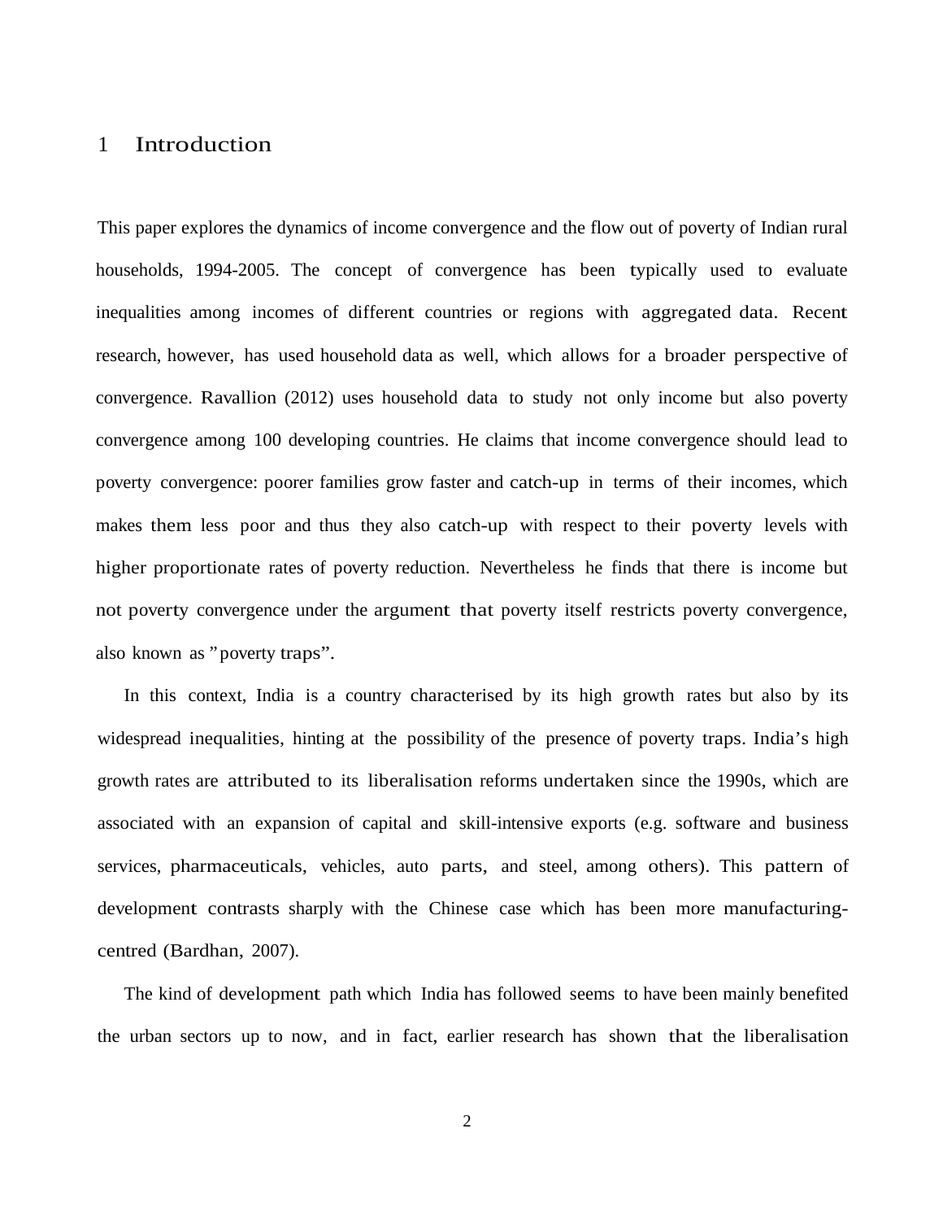# 1 Introduction

This paper explores the dynamics of income convergence and the flow out of poverty of Indian rural households, 1994-2005. The concept of convergence has been typically used to evaluate inequalities among incomes of different countries or regions with aggregated data. Recent research, however, has used household data as well, which allows for a broader perspective of convergence. Ravallion (2012) uses household data to study not only income but also poverty convergence among 100 developing countries. He claims that income convergence should lead to poverty convergence: poorer families grow faster and catch-up in terms of their incomes, which makes them less poor and thus they also catch-up with respect to their poverty levels with higher proportionate rates of poverty reduction. Nevertheless he finds that there is income but not poverty convergence under the argument that poverty itself restricts poverty convergence, also known as "poverty traps".

In this context, India is a country characterised by its high growth rates but also by its widespread inequalities, hinting at the possibility of the presence of poverty traps. India's high growth rates are attributed to its liberalisation reforms undertaken since the 1990s, which are associated with an expansion of capital and skill-intensive exports (e.g. software and business services, pharmaceuticals, vehicles, auto parts, and steel, among others). This pattern of development contrasts sharply with the Chinese case which has been more manufacturing-centred (Bardhan, 2007).

The kind of development path which India has followed seems to have been mainly benefited the urban sectors up to now, and in fact, earlier research has shown that the liberalisation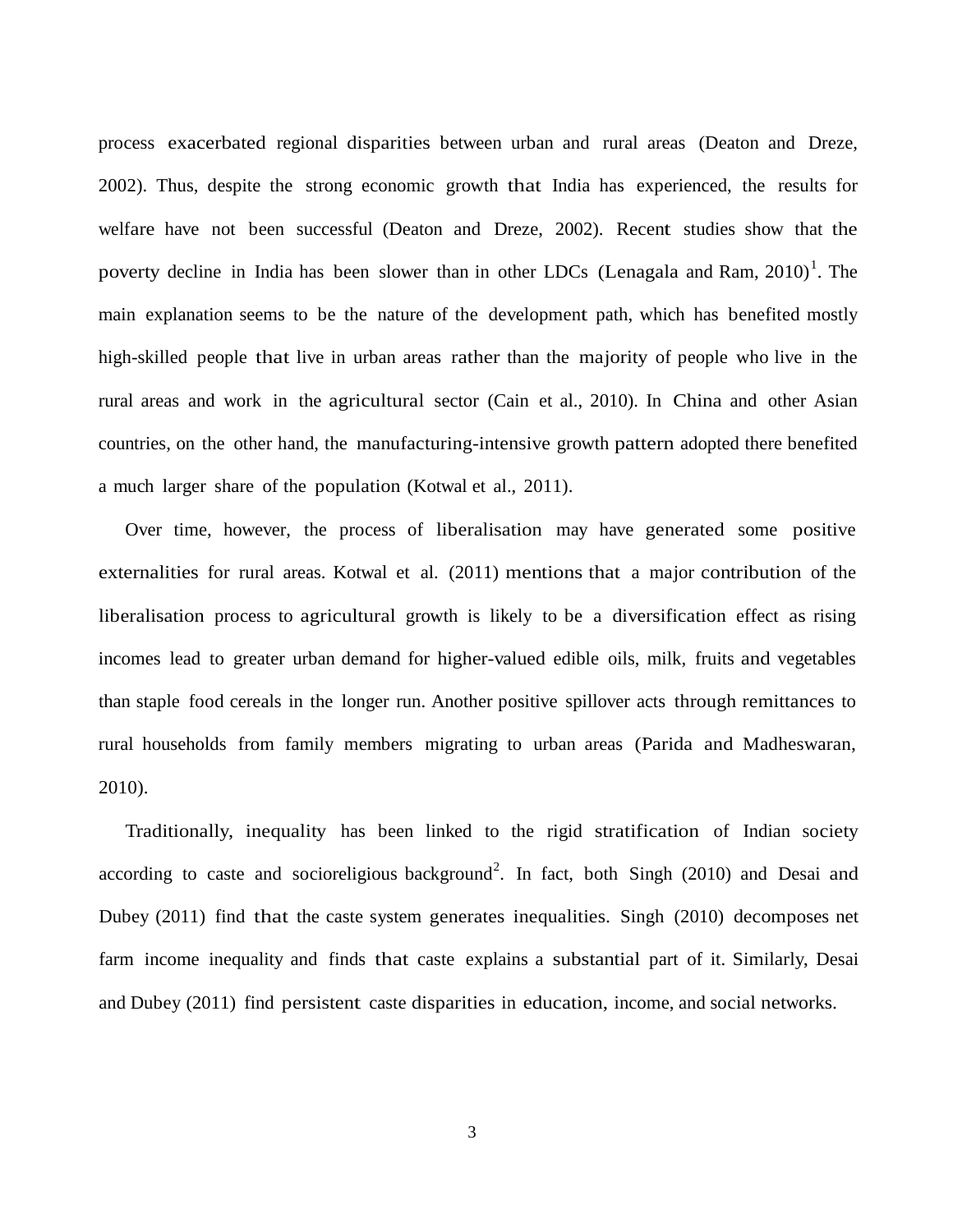process exacerbated regional disparities between urban and rural areas (Deaton and Dreze, 2002). Thus, despite the strong economic growth that India has experienced, the results for welfare have not been successful (Deaton and Dreze, 2002). Recent studies show that the poverty decline in India has been slower than in other LDCs (Lenagala and Ram, 2010)[1]. The main explanation seems to be the nature of the development path, which has benefited mostly high-skilled people that live in urban areas rather than the majority of people who live in the rural areas and work in the agricultural sector (Cain et al., 2010). In China and other Asian countries, on the other hand, the manufacturing-intensive growth pattern adopted there benefited a much larger share of the population (Kotwal et al., 2011).

Over time, however, the process of liberalisation may have generated some positive externalities for rural areas. Kotwal et al. (2011) mentions that a major contribution of the liberalisation process to agricultural growth is likely to be a diversification effect as rising incomes lead to greater urban demand for higher-valued edible oils, milk, fruits and vegetables than staple food cereals in the longer run. Another positive spillover acts through remittances to rural households from family members migrating to urban areas (Parida and Madheswaran, 2010).

Traditionally, inequality has been linked to the rigid stratification of Indian society according to caste and socioreligious background[2]. In fact, both Singh (2010) and Desai and Dubey (2011) find that the caste system generates inequalities. Singh (2010) decomposes net farm income inequality and finds that caste explains a substantial part of it. Similarly, Desai and Dubey (2011) find persistent caste disparities in education, income, and social networks.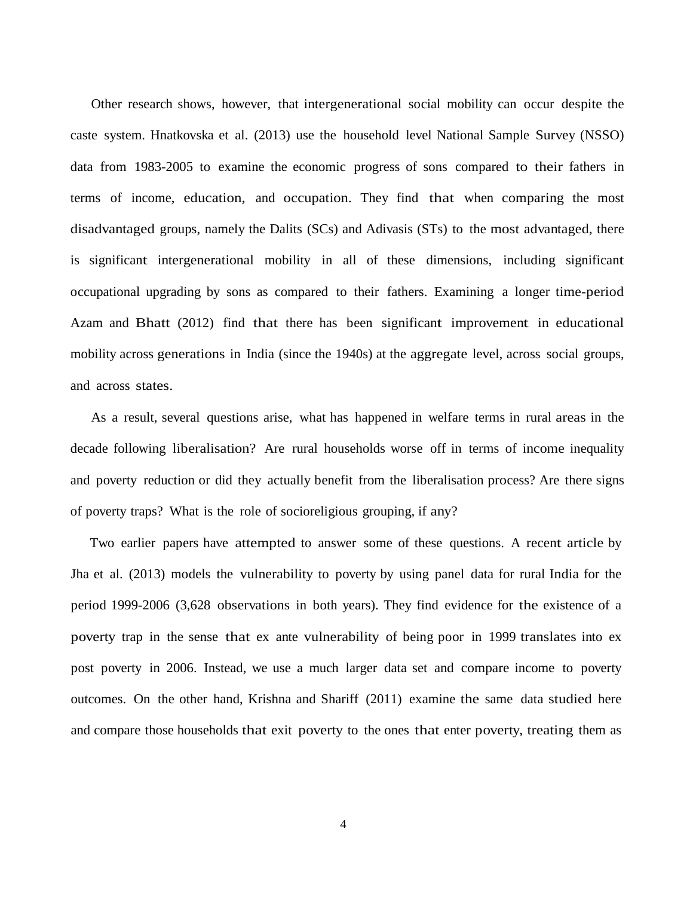Other research shows, however, that intergenerational social mobility can occur despite the caste system. Hnatkovska et al. (2013) use the household level National Sample Survey (NSSO) data from 1983-2005 to examine the economic progress of sons compared to their fathers in terms of income, education, and occupation. They find that when comparing the most disadvantaged groups, namely the Dalits (SCs) and Adivasis (STs) to the most advantaged, there is significant intergenerational mobility in all of these dimensions, including significant occupational upgrading by sons as compared to their fathers. Examining a longer time-period Azam and Bhatt (2012) find that there has been significant improvement in educational mobility across generations in India (since the 1940s) at the aggregate level, across social groups, and across states.

As a result, several questions arise, what has happened in welfare terms in rural areas in the decade following liberalisation? Are rural households worse off in terms of income inequality and poverty reduction or did they actually benefit from the liberalisation process? Are there signs of poverty traps? What is the role of socioreligious grouping, if any?

Two earlier papers have attempted to answer some of these questions. A recent article by Jha et al. (2013) models the vulnerability to poverty by using panel data for rural India for the period 1999-2006 (3,628 observations in both years). They find evidence for the existence of a poverty trap in the sense that ex ante vulnerability of being poor in 1999 translates into ex post poverty in 2006. Instead, we use a much larger data set and compare income to poverty outcomes. On the other hand, Krishna and Shariff (2011) examine the same data studied here and compare those households that exit poverty to the ones that enter poverty, treating them as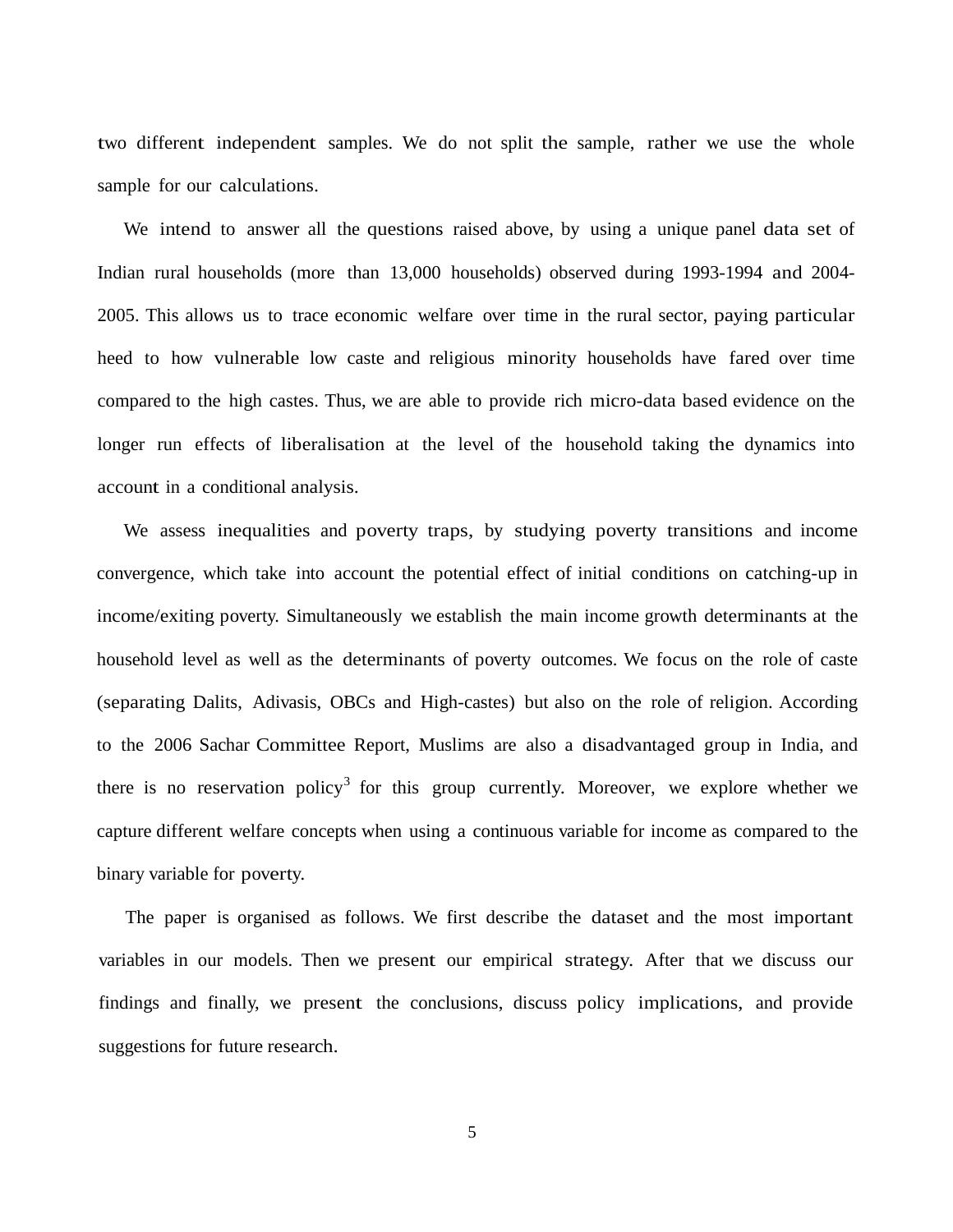two different independent samples. We do not split the sample, rather we use the whole sample for our calculations.

We intend to answer all the questions raised above, by using a unique panel data set of Indian rural households (more than 13,000 households) observed during 1993-1994 and 2004-2005. This allows us to trace economic welfare over time in the rural sector, paying particular heed to how vulnerable low caste and religious minority households have fared over time compared to the high castes. Thus, we are able to provide rich micro-data based evidence on the longer run effects of liberalisation at the level of the household taking the dynamics into account in a conditional analysis.

We assess inequalities and poverty traps, by studying poverty transitions and income convergence, which take into account the potential effect of initial conditions on catching-up in income/exiting poverty. Simultaneously we establish the main income growth determinants at the household level as well as the determinants of poverty outcomes. We focus on the role of caste (separating Dalits, Adivasis, OBCs and High-castes) but also on the role of religion. According to the 2006 Sachar Committee Report, Muslims are also a disadvantaged group in India, and there is no reservation policy[3] for this group currently. Moreover, we explore whether we capture different welfare concepts when using a continuous variable for income as compared to the binary variable for poverty.

The paper is organised as follows. We first describe the dataset and the most important variables in our models. Then we present our empirical strategy. After that we discuss our findings and finally, we present the conclusions, discuss policy implications, and provide suggestions for future research.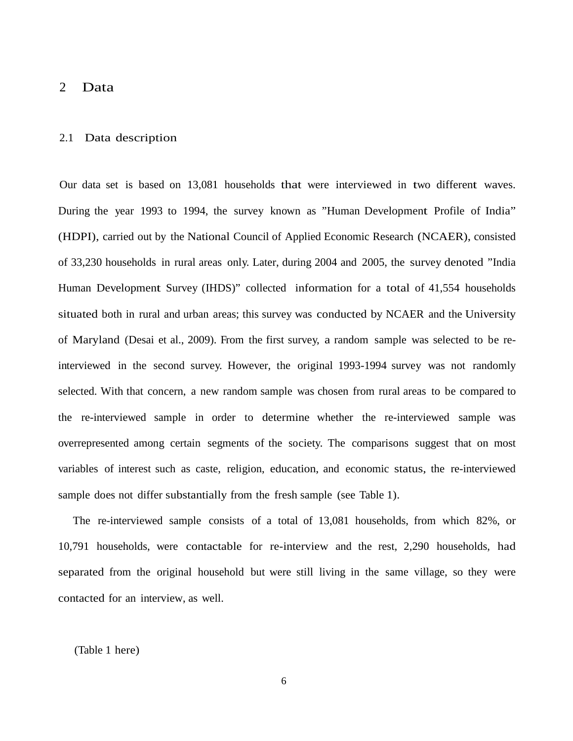## 2 Data

### 2.1 Data description

Our data set is based on 13,081 households that were interviewed in two different waves. During the year 1993 to 1994, the survey known as "Human Development Profile of India" (HDPI), carried out by the National Council of Applied Economic Research (NCAER), consisted of 33,230 households in rural areas only. Later, during 2004 and 2005, the survey denoted "India Human Development Survey (IHDS)" collected information for a total of 41,554 households situated both in rural and urban areas; this survey was conducted by NCAER and the University of Maryland (Desai et al., 2009). From the first survey, a random sample was selected to be re-interviewed in the second survey. However, the original 1993-1994 survey was not randomly selected. With that concern, a new random sample was chosen from rural areas to be compared to the re-interviewed sample in order to determine whether the re-interviewed sample was overrepresented among certain segments of the society. The comparisons suggest that on most variables of interest such as caste, religion, education, and economic status, the re-interviewed sample does not differ substantially from the fresh sample (see Table 1).

The re-interviewed sample consists of a total of 13,081 households, from which 82%, or 10,791 households, were contactable for re-interview and the rest, 2,290 households, had separated from the original household but were still living in the same village, so they were contacted for an interview, as well.

(Table 1 here)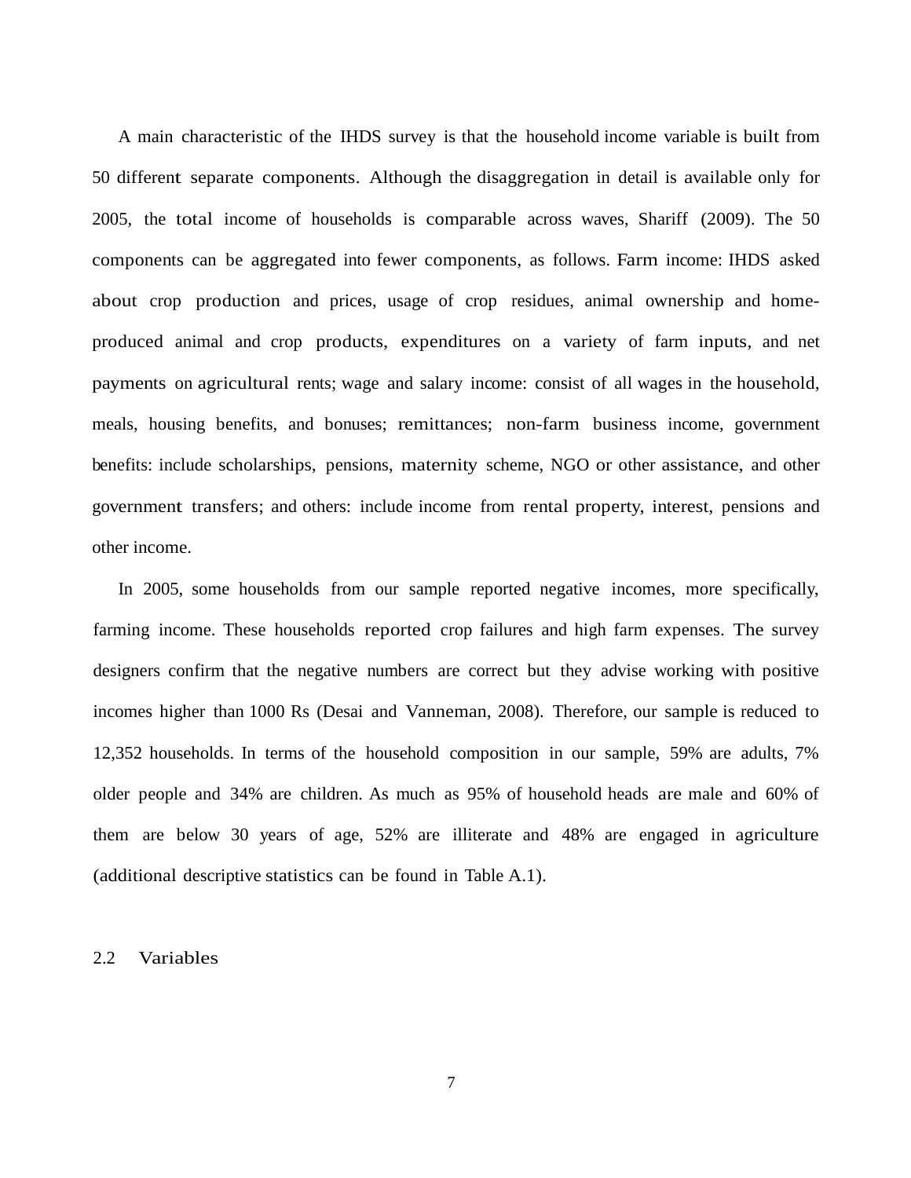A main characteristic of the IHDS survey is that the household income variable is built from 50 different separate components. Although the disaggregation in detail is available only for 2005, the total income of households is comparable across waves, Shariff (2009). The 50 components can be aggregated into fewer components, as follows. Farm income: IHDS asked about crop production and prices, usage of crop residues, animal ownership and home-produced animal and crop products, expenditures on a variety of farm inputs, and net payments on agricultural rents; wage and salary income: consist of all wages in the household, meals, housing benefits, and bonuses; remittances; non-farm business income, government benefits: include scholarships, pensions, maternity scheme, NGO or other assistance, and other government transfers; and others: include income from rental property, interest, pensions and other income.

In 2005, some households from our sample reported negative incomes, more specifically, farming income. These households reported crop failures and high farm expenses. The survey designers confirm that the negative numbers are correct but they advise working with positive incomes higher than 1000 Rs (Desai and Vanneman, 2008). Therefore, our sample is reduced to 12,352 households. In terms of the household composition in our sample, 59% are adults, 7% older people and 34% are children. As much as 95% of household heads are male and 60% of them are below 30 years of age, 52% are illiterate and 48% are engaged in agriculture (additional descriptive statistics can be found in Table A.1).

## 2.2 Variables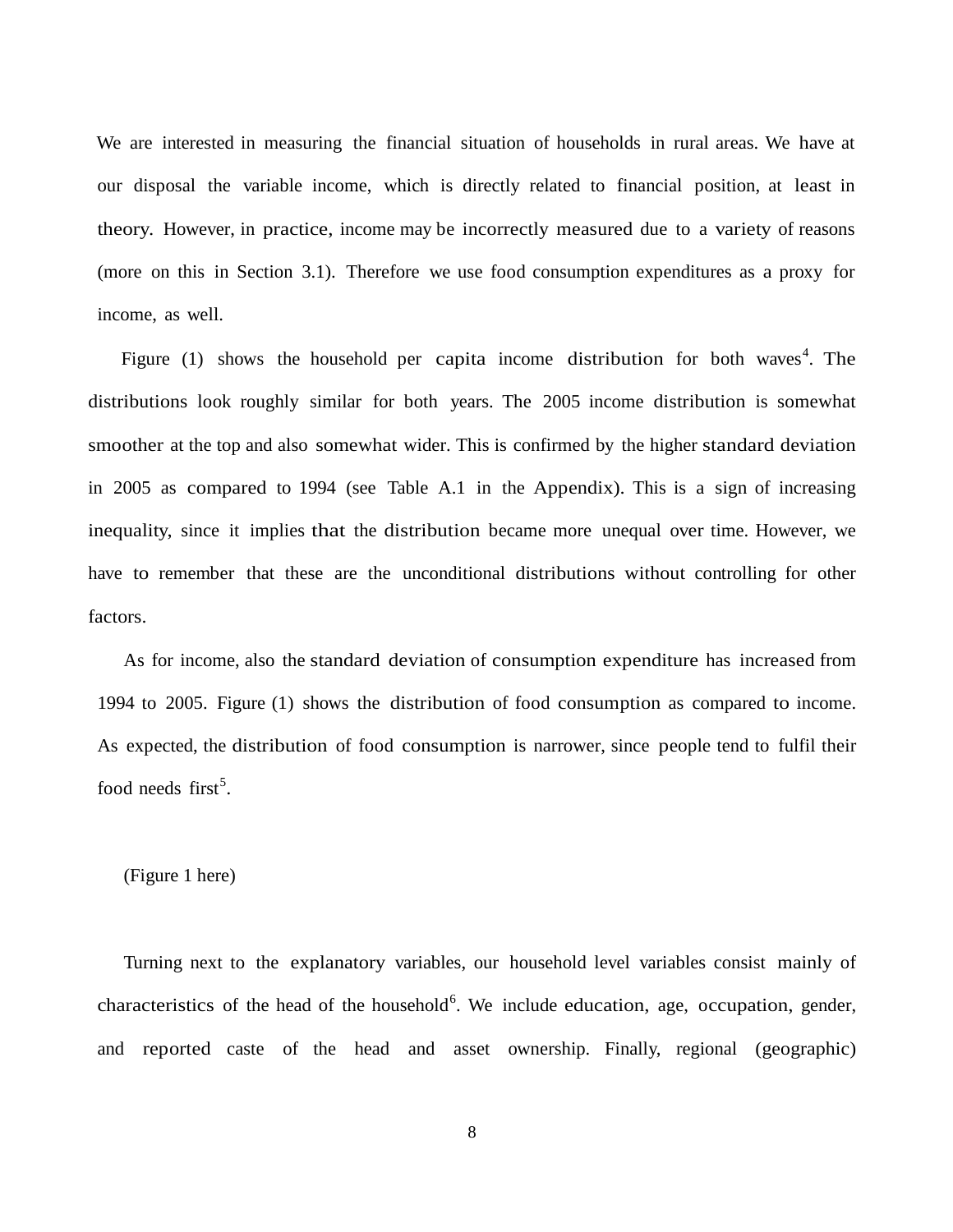We are interested in measuring the financial situation of households in rural areas. We have at our disposal the variable income, which is directly related to financial position, at least in theory. However, in practice, income may be incorrectly measured due to a variety of reasons (more on this in Section 3.1). Therefore we use food consumption expenditures as a proxy for income, as well.

Figure (1) shows the household per capita income distribution for both waves[4]. The distributions look roughly similar for both years. The 2005 income distribution is somewhat smoother at the top and also somewhat wider. This is confirmed by the higher standard deviation in 2005 as compared to 1994 (see Table A.1 in the Appendix). This is a sign of increasing inequality, since it implies that the distribution became more unequal over time. However, we have to remember that these are the unconditional distributions without controlling for other factors.

As for income, also the standard deviation of consumption expenditure has increased from 1994 to 2005. Figure (1) shows the distribution of food consumption as compared to income. As expected, the distribution of food consumption is narrower, since people tend to fulfil their food needs first[5].

(Figure 1 here)

Turning next to the explanatory variables, our household level variables consist mainly of characteristics of the head of the household[6]. We include education, age, occupation, gender, and reported caste of the head and asset ownership. Finally, regional (geographic)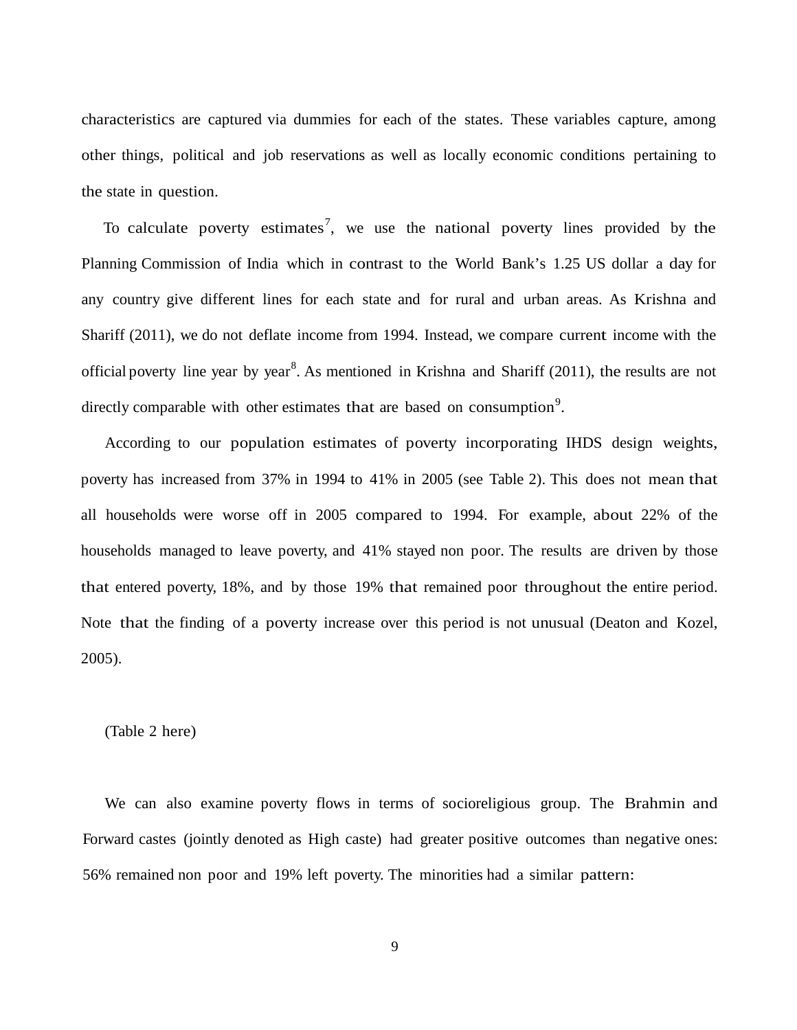characteristics are captured via dummies for each of the states. These variables capture, among other things, political and job reservations as well as locally economic conditions pertaining to the state in question.

To calculate poverty estimates[7], we use the national poverty lines provided by the Planning Commission of India which in contrast to the World Bank's 1.25 US dollar a day for any country give different lines for each state and for rural and urban areas. As Krishna and Shariff (2011), we do not deflate income from 1994. Instead, we compare current income with the official poverty line year by year[8]. As mentioned in Krishna and Shariff (2011), the results are not directly comparable with other estimates that are based on consumption[9].

According to our population estimates of poverty incorporating IHDS design weights, poverty has increased from 37% in 1994 to 41% in 2005 (see Table 2). This does not mean that all households were worse off in 2005 compared to 1994. For example, about 22% of the households managed to leave poverty, and 41% stayed non poor. The results are driven by those that entered poverty, 18%, and by those 19% that remained poor throughout the entire period. Note that the finding of a poverty increase over this period is not unusual (Deaton and Kozel, 2005).

(Table 2 here)

We can also examine poverty flows in terms of socioreligious group. The Brahmin and Forward castes (jointly denoted as High caste) had greater positive outcomes than negative ones: 56% remained non poor and 19% left poverty. The minorities had a similar pattern: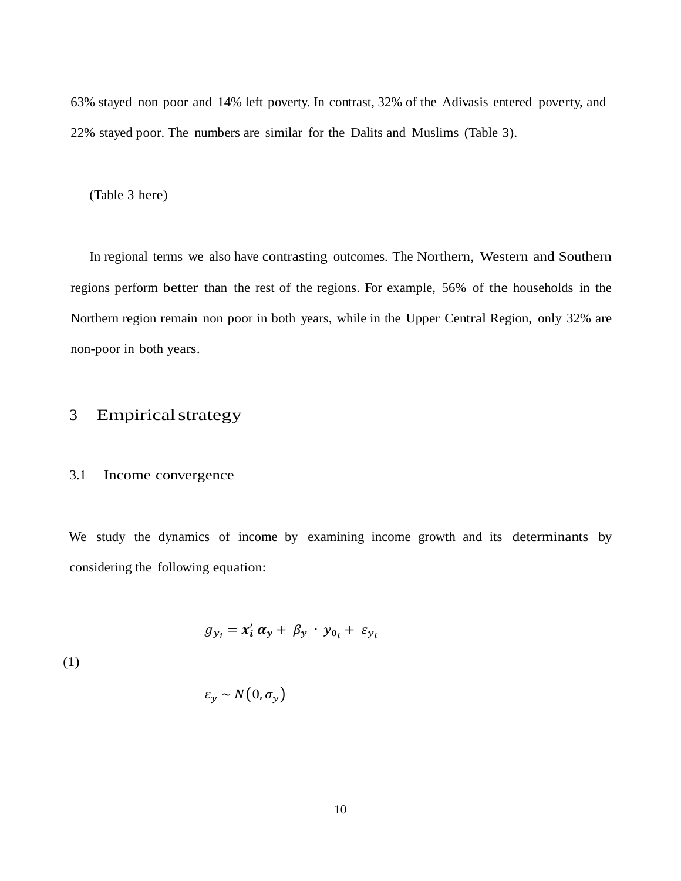63% stayed non poor and 14% left poverty. In contrast, 32% of the Adivasis entered poverty, and 22% stayed poor. The numbers are similar for the Dalits and Muslims (Table 3).

(Table 3 here)

In regional terms we also have contrasting outcomes. The Northern, Western and Southern regions perform better than the rest of the regions. For example, 56% of the households in the Northern region remain non poor in both years, while in the Upper Central Region, only 32% are non-poor in both years.

# 3 Empirical strategy

## 3.1 Income convergence

We study the dynamics of income by examining income growth and its determinants by considering the following equation:

$$g_{y_i} = \boldsymbol{x_i'}\,\boldsymbol{\alpha_y} + \beta_y \cdot y_{0_i} + \varepsilon_{y_i} \tag{1}$$

$$\varepsilon_y \sim N\left(0, \sigma_y\right)$$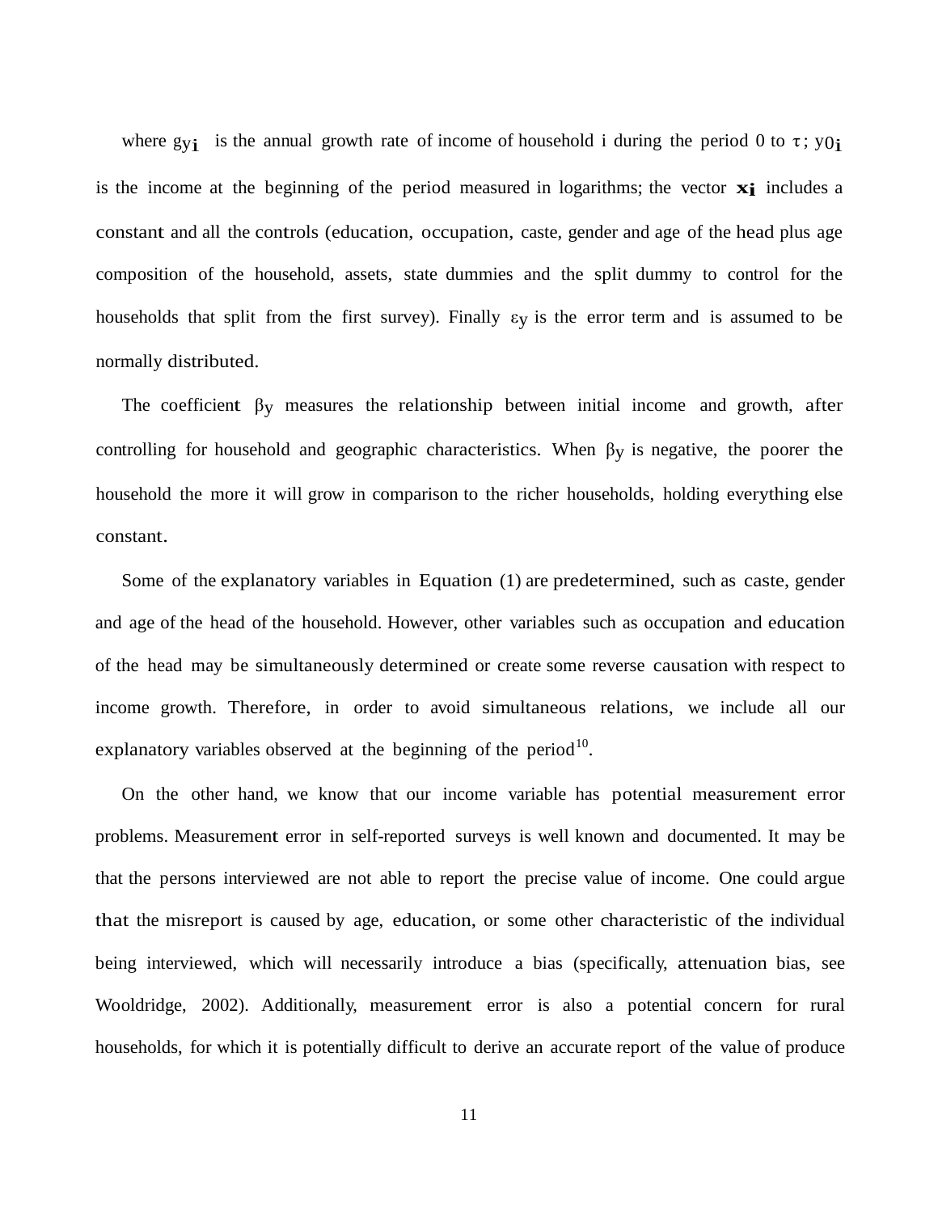where $gy_i$ is the annual growth rate of income of household i during the period 0 to $\tau$; $y0_i$ is the income at the beginning of the period measured in logarithms; the vector $\mathbf{x_i}$ includes a constant and all the controls (education, occupation, caste, gender and age of the head plus age composition of the household, assets, state dummies and the split dummy to control for the households that split from the first survey). Finally $\varepsilon_y$ is the error term and is assumed to be normally distributed.

The coefficient $\beta_y$ measures the relationship between initial income and growth, after controlling for household and geographic characteristics. When $\beta_y$ is negative, the poorer the household the more it will grow in comparison to the richer households, holding everything else constant.

Some of the explanatory variables in Equation (1) are predetermined, such as caste, gender and age of the head of the household. However, other variables such as occupation and education of the head may be simultaneously determined or create some reverse causation with respect to income growth. Therefore, in order to avoid simultaneous relations, we include all our explanatory variables observed at the beginning of the period[10].

On the other hand, we know that our income variable has potential measurement error problems. Measurement error in self-reported surveys is well known and documented. It may be that the persons interviewed are not able to report the precise value of income. One could argue that the misreport is caused by age, education, or some other characteristic of the individual being interviewed, which will necessarily introduce a bias (specifically, attenuation bias, see Wooldridge, 2002). Additionally, measurement error is also a potential concern for rural households, for which it is potentially difficult to derive an accurate report of the value of produce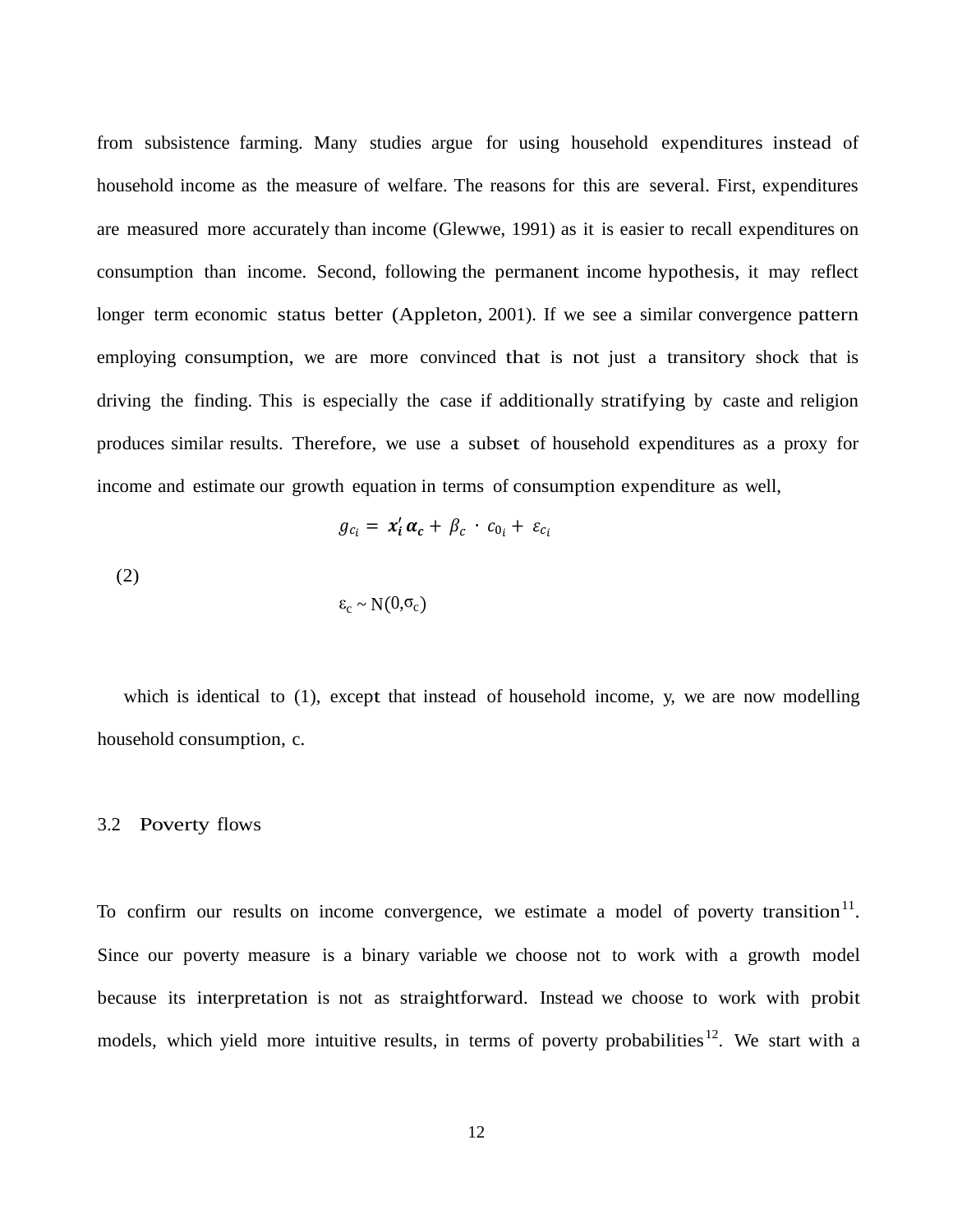from subsistence farming. Many studies argue for using household expenditures instead of household income as the measure of welfare. The reasons for this are several. First, expenditures are measured more accurately than income (Glewwe, 1991) as it is easier to recall expenditures on consumption than income. Second, following the permanent income hypothesis, it may reflect longer term economic status better (Appleton, 2001). If we see a similar convergence pattern employing consumption, we are more convinced that is not just a transitory shock that is driving the finding. This is especially the case if additionally stratifying by caste and religion produces similar results. Therefore, we use a subset of household expenditures as a proxy for income and estimate our growth equation in terms of consumption expenditure as well,

$$g_{c_i} = \boldsymbol{x_i'}\boldsymbol{\alpha_c} + \beta_c \cdot c_{0_i} + \varepsilon_{c_i} \tag{2}$$

$$\varepsilon_c \sim N(0,\sigma_c)$$

which is identical to (1), except that instead of household income, y, we are now modelling household consumption, c.

## 3.2 Poverty flows

To confirm our results on income convergence, we estimate a model of poverty transition[11]. Since our poverty measure is a binary variable we choose not to work with a growth model because its interpretation is not as straightforward. Instead we choose to work with probit models, which yield more intuitive results, in terms of poverty probabilities[12]. We start with a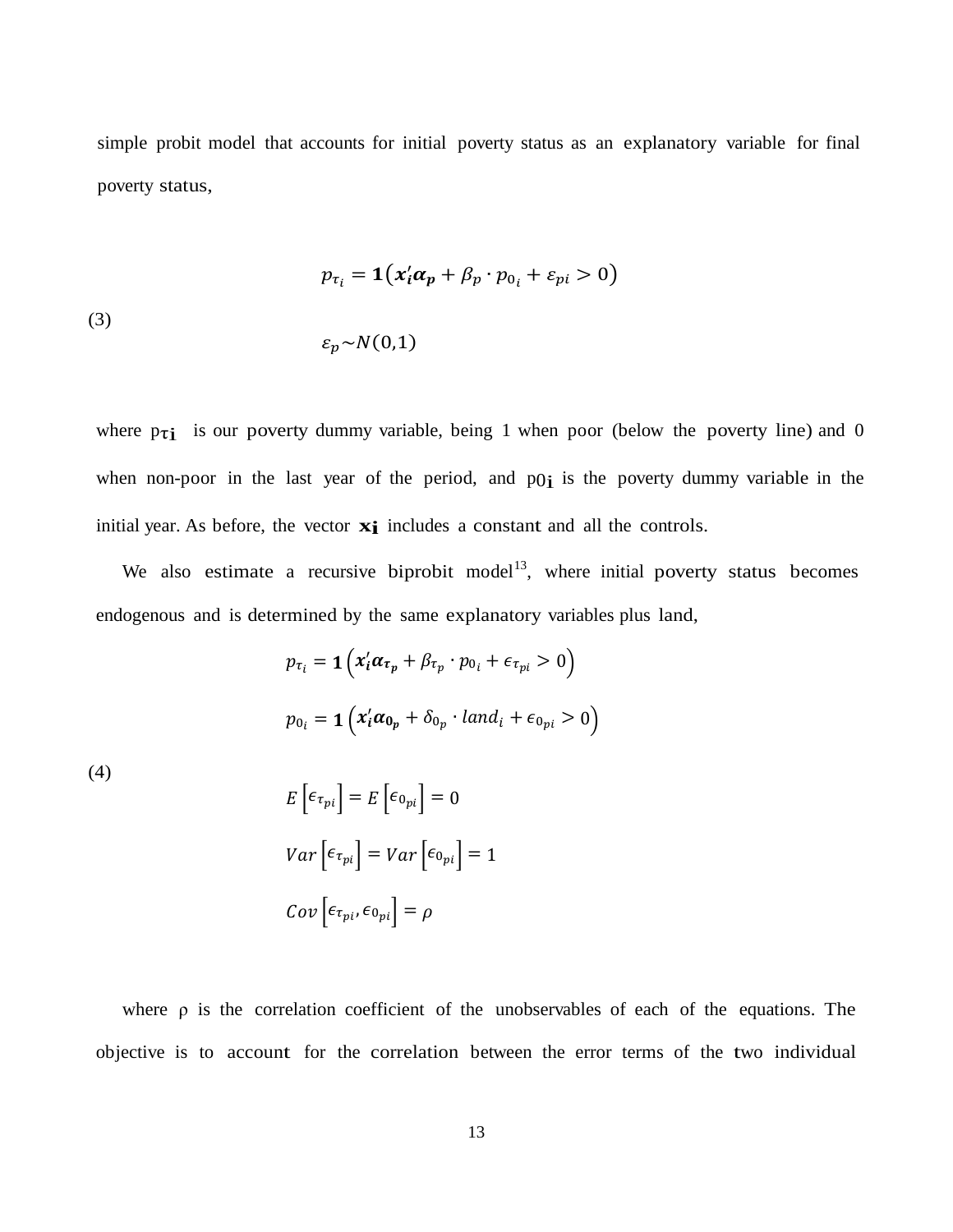simple probit model that accounts for initial poverty status as an explanatory variable for final poverty status,

$$p_{\tau_i} = \mathbf{1}\left(\boldsymbol{x_i'\alpha_p} + \beta_p \cdot p_{0_i} + \varepsilon_{pi} > 0\right) \tag{3}$$

$$\varepsilon_p \sim N(0,1)$$

where $p_{\tau i}$ is our poverty dummy variable, being 1 when poor (below the poverty line) and 0 when non-poor in the last year of the period, and $p_{0i}$ is the poverty dummy variable in the initial year. As before, the vector $\mathbf{x_i}$ includes a constant and all the controls.

We also estimate a recursive biprobit model[13], where initial poverty status becomes endogenous and is determined by the same explanatory variables plus land,

$$p_{\tau_i} = \mathbf{1}\left(\boldsymbol{x_i'\alpha_{\tau_p}} + \beta_{\tau_p} \cdot p_{0_i} + \epsilon_{\tau_{pi}} > 0\right)$$

$$p_{0_i} = \mathbf{1}\left(\boldsymbol{x_i'\alpha_{0_p}} + \delta_{0_p} \cdot land_i + \epsilon_{0_{pi}} > 0\right)$$

$$E\left[\epsilon_{\tau_{pi}}\right] = E\left[\epsilon_{0_{pi}}\right] = 0 \tag{4}$$

$$Var\left[\epsilon_{\tau_{pi}}\right] = Var\left[\epsilon_{0_{pi}}\right] = 1$$

$$Cov\left[\epsilon_{\tau_{pi}}, \epsilon_{0_{pi}}\right] = \rho$$

where ρ is the correlation coefficient of the unobservables of each of the equations. The objective is to account for the correlation between the error terms of the two individual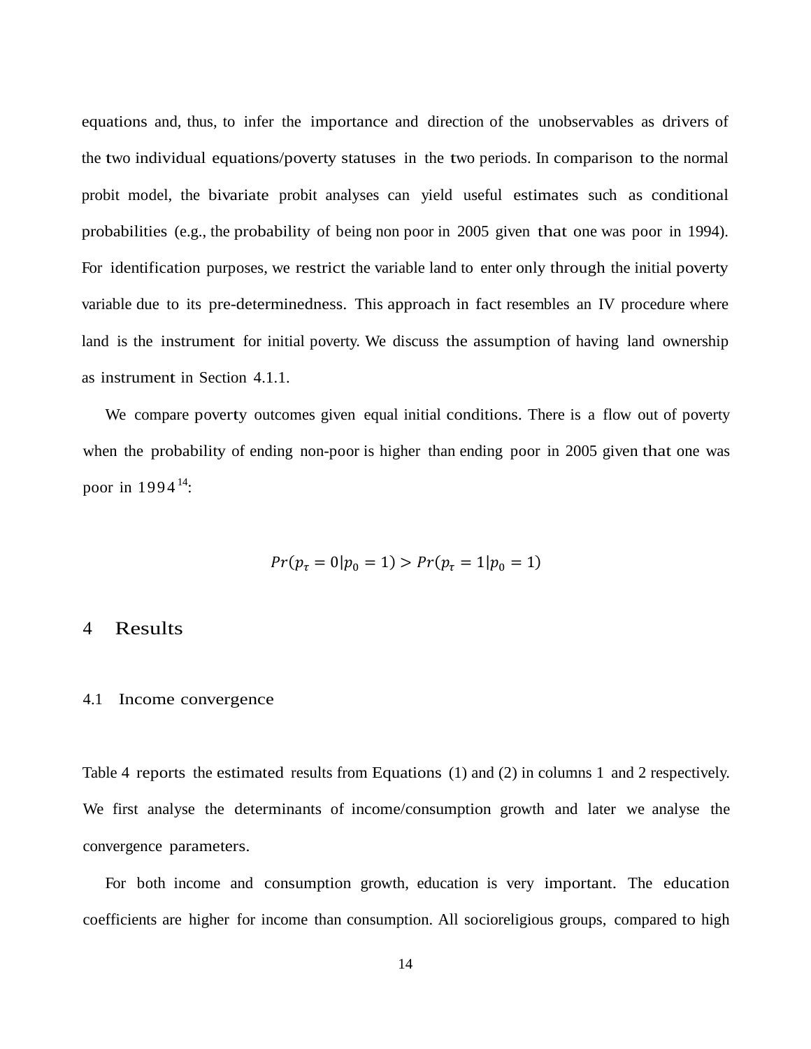equations and, thus, to infer the importance and direction of the unobservables as drivers of the two individual equations/poverty statuses in the two periods. In comparison to the normal probit model, the bivariate probit analyses can yield useful estimates such as conditional probabilities (e.g., the probability of being non poor in 2005 given that one was poor in 1994). For identification purposes, we restrict the variable land to enter only through the initial poverty variable due to its pre-determinedness. This approach in fact resembles an IV procedure where land is the instrument for initial poverty. We discuss the assumption of having land ownership as instrument in Section 4.1.1.

We compare poverty outcomes given equal initial conditions. There is a flow out of poverty when the probability of ending non-poor is higher than ending poor in 2005 given that one was poor in 1994[14]:

$$Pr(p_\tau = 0|p_0 = 1) > Pr(p_\tau = 1|p_0 = 1)$$

# 4 Results

## 4.1 Income convergence

Table 4 reports the estimated results from Equations (1) and (2) in columns 1 and 2 respectively. We first analyse the determinants of income/consumption growth and later we analyse the convergence parameters.

For both income and consumption growth, education is very important. The education coefficients are higher for income than consumption. All socioreligious groups, compared to high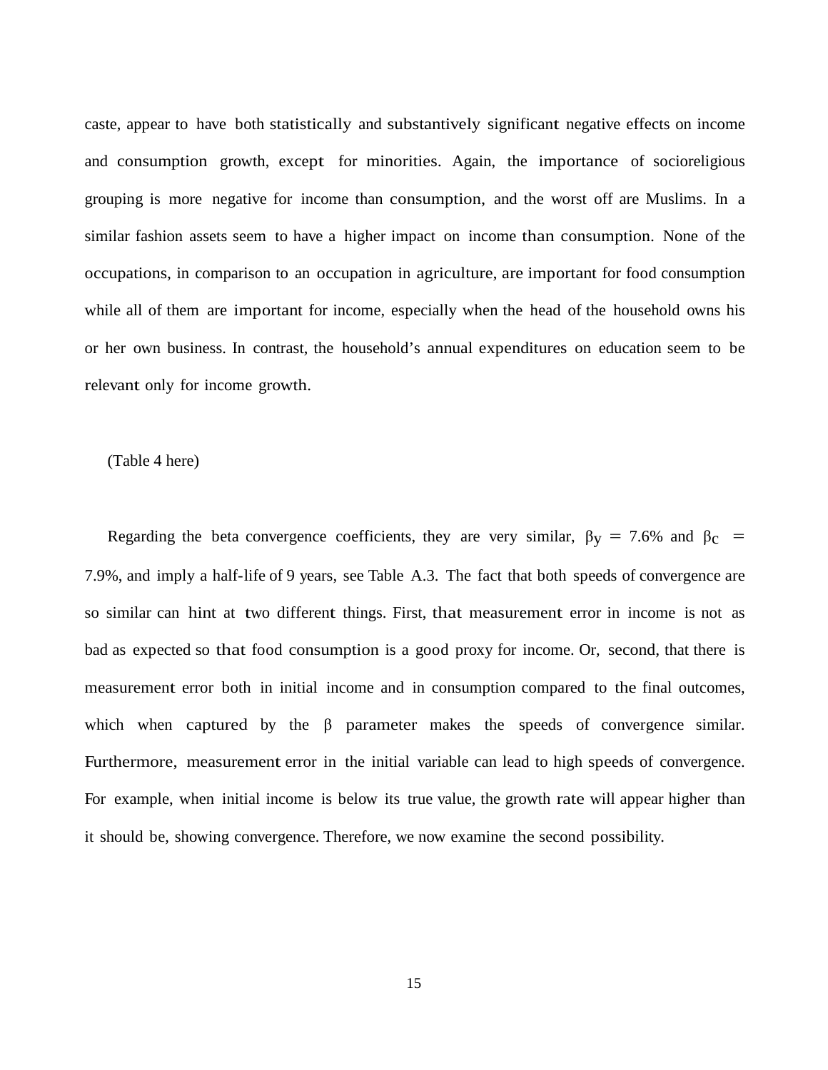caste, appear to have both statistically and substantively significant negative effects on income and consumption growth, except for minorities. Again, the importance of socioreligious grouping is more negative for income than consumption, and the worst off are Muslims. In a similar fashion assets seem to have a higher impact on income than consumption. None of the occupations, in comparison to an occupation in agriculture, are important for food consumption while all of them are important for income, especially when the head of the household owns his or her own business. In contrast, the household's annual expenditures on education seem to be relevant only for income growth.

(Table 4 here)

Regarding the beta convergence coefficients, they are very similar, $\beta_Y = 7.6\%$ and $\beta_C = 7.9\%$, and imply a half-life of 9 years, see Table A.3. The fact that both speeds of convergence are so similar can hint at two different things. First, that measurement error in income is not as bad as expected so that food consumption is a good proxy for income. Or, second, that there is measurement error both in initial income and in consumption compared to the final outcomes, which when captured by the $\beta$ parameter makes the speeds of convergence similar. Furthermore, measurement error in the initial variable can lead to high speeds of convergence. For example, when initial income is below its true value, the growth rate will appear higher than it should be, showing convergence. Therefore, we now examine the second possibility.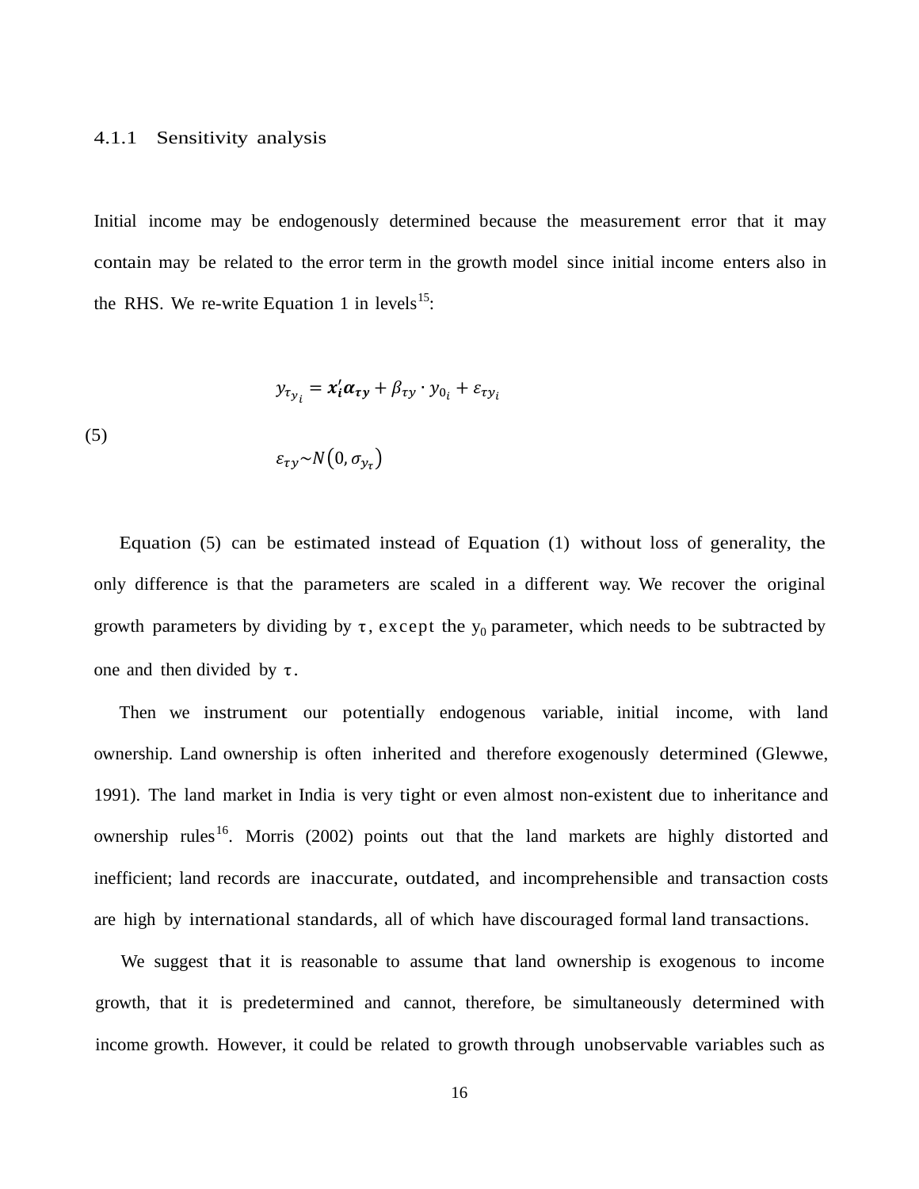#### 4.1.1 Sensitivity analysis

Initial income may be endogenously determined because the measurement error that it may contain may be related to the error term in the growth model since initial income enters also in the RHS. We re-write Equation 1 in levels[15]:

$$y_{\tau y_i} = \boldsymbol{x_i'\alpha_{\tau y}} + \beta_{\tau y} \cdot y_{0_i} + \varepsilon_{\tau y_i}$$

$$\varepsilon_{\tau y} \sim N\left(0, \sigma_{y_\tau}\right) \tag{5}$$

Equation (5) can be estimated instead of Equation (1) without loss of generality, the only difference is that the parameters are scaled in a different way. We recover the original growth parameters by dividing by $\tau$, except the $y_0$ parameter, which needs to be subtracted by one and then divided by $\tau$.

Then we instrument our potentially endogenous variable, initial income, with land ownership. Land ownership is often inherited and therefore exogenously determined (Glewwe, 1991). The land market in India is very tight or even almost non-existent due to inheritance and ownership rules[16]. Morris (2002) points out that the land markets are highly distorted and inefficient; land records are inaccurate, outdated, and incomprehensible and transaction costs are high by international standards, all of which have discouraged formal land transactions.

We suggest that it is reasonable to assume that land ownership is exogenous to income growth, that it is predetermined and cannot, therefore, be simultaneously determined with income growth. However, it could be related to growth through unobservable variables such as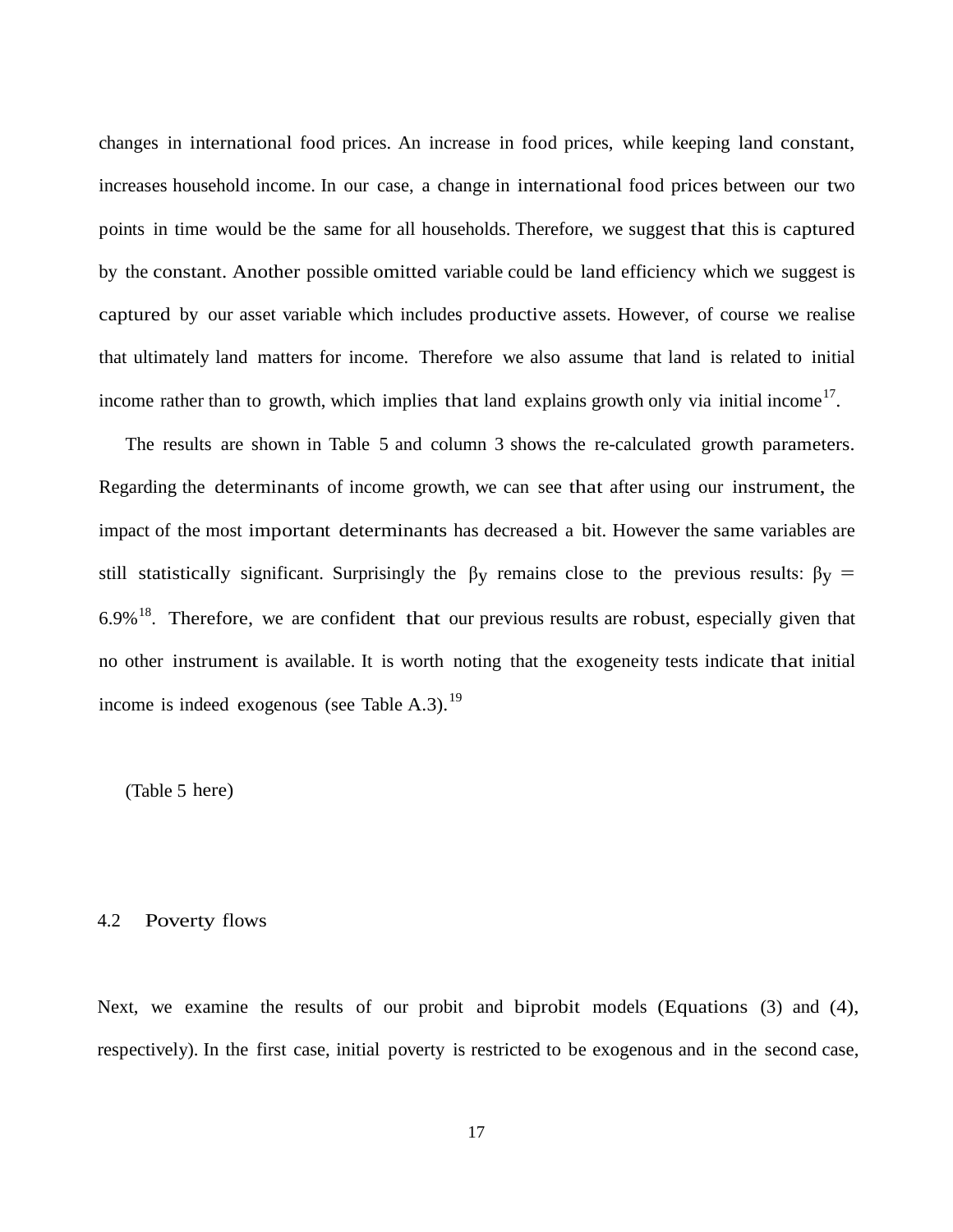changes in international food prices. An increase in food prices, while keeping land constant, increases household income. In our case, a change in international food prices between our two points in time would be the same for all households. Therefore, we suggest that this is captured by the constant. Another possible omitted variable could be land efficiency which we suggest is captured by our asset variable which includes productive assets. However, of course we realise that ultimately land matters for income. Therefore we also assume that land is related to initial income rather than to growth, which implies that land explains growth only via initial income[17].

The results are shown in Table 5 and column 3 shows the re-calculated growth parameters. Regarding the determinants of income growth, we can see that after using our instrument, the impact of the most important determinants has decreased a bit. However the same variables are still statistically significant. Surprisingly the $\beta_Y$ remains close to the previous results: $\beta_Y =$ 6.9%[18]. Therefore, we are confident that our previous results are robust, especially given that no other instrument is available. It is worth noting that the exogeneity tests indicate that initial income is indeed exogenous (see Table A.3).[19]

(Table 5 here)

## 4.2 Poverty flows

Next, we examine the results of our probit and biprobit models (Equations (3) and (4), respectively). In the first case, initial poverty is restricted to be exogenous and in the second case,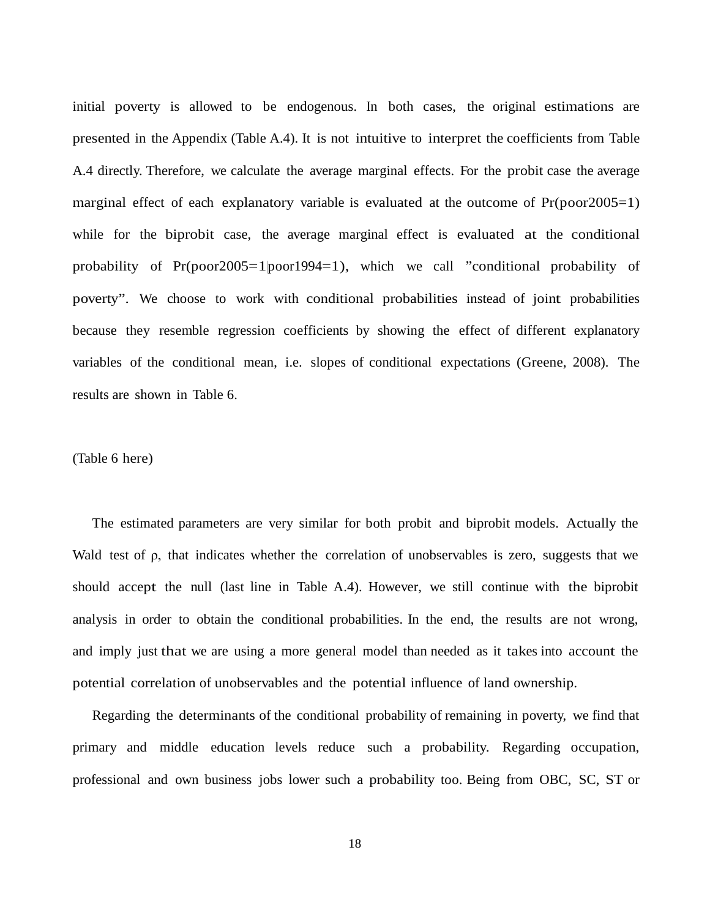initial poverty is allowed to be endogenous. In both cases, the original estimations are presented in the Appendix (Table A.4). It is not intuitive to interpret the coefficients from Table A.4 directly. Therefore, we calculate the average marginal effects. For the probit case the average marginal effect of each explanatory variable is evaluated at the outcome of Pr(poor2005=1) while for the biprobit case, the average marginal effect is evaluated at the conditional probability of Pr(poor2005=1|poor1994=1), which we call "conditional probability of poverty". We choose to work with conditional probabilities instead of joint probabilities because they resemble regression coefficients by showing the effect of different explanatory variables of the conditional mean, i.e. slopes of conditional expectations (Greene, 2008). The results are shown in Table 6.

(Table 6 here)

The estimated parameters are very similar for both probit and biprobit models. Actually the Wald test of $\rho$, that indicates whether the correlation of unobservables is zero, suggests that we should accept the null (last line in Table A.4). However, we still continue with the biprobit analysis in order to obtain the conditional probabilities. In the end, the results are not wrong, and imply just that we are using a more general model than needed as it takes into account the potential correlation of unobservables and the potential influence of land ownership.

Regarding the determinants of the conditional probability of remaining in poverty, we find that primary and middle education levels reduce such a probability. Regarding occupation, professional and own business jobs lower such a probability too. Being from OBC, SC, ST or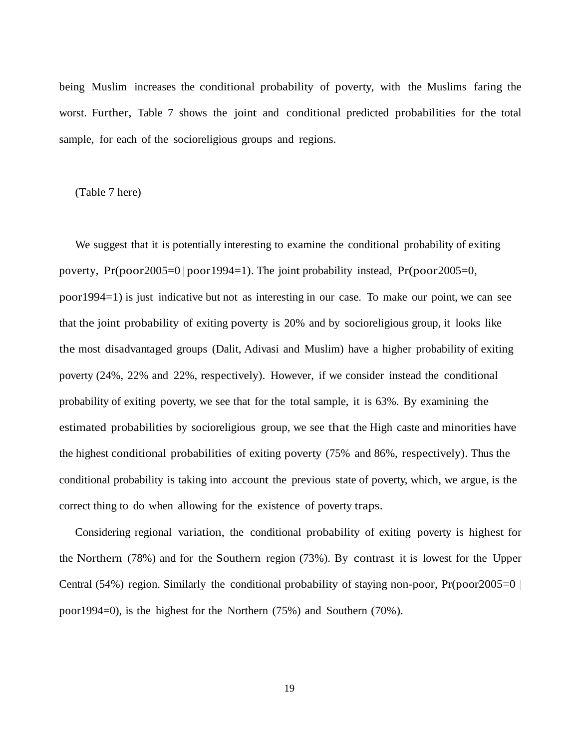being Muslim increases the conditional probability of poverty, with the Muslims faring the worst. Further, Table 7 shows the joint and conditional predicted probabilities for the total sample, for each of the socioreligious groups and regions.

(Table 7 here)

We suggest that it is potentially interesting to examine the conditional probability of exiting poverty, Pr(poor2005=0 | poor1994=1). The joint probability instead, Pr(poor2005=0, poor1994=1) is just indicative but not as interesting in our case. To make our point, we can see that the joint probability of exiting poverty is 20% and by socioreligious group, it looks like the most disadvantaged groups (Dalit, Adivasi and Muslim) have a higher probability of exiting poverty (24%, 22% and 22%, respectively). However, if we consider instead the conditional probability of exiting poverty, we see that for the total sample, it is 63%. By examining the estimated probabilities by socioreligious group, we see that the High caste and minorities have the highest conditional probabilities of exiting poverty (75% and 86%, respectively). Thus the conditional probability is taking into account the previous state of poverty, which, we argue, is the correct thing to do when allowing for the existence of poverty traps.

Considering regional variation, the conditional probability of exiting poverty is highest for the Northern (78%) and for the Southern region (73%). By contrast it is lowest for the Upper Central (54%) region. Similarly the conditional probability of staying non-poor, Pr(poor2005=0 | poor1994=0), is the highest for the Northern (75%) and Southern (70%).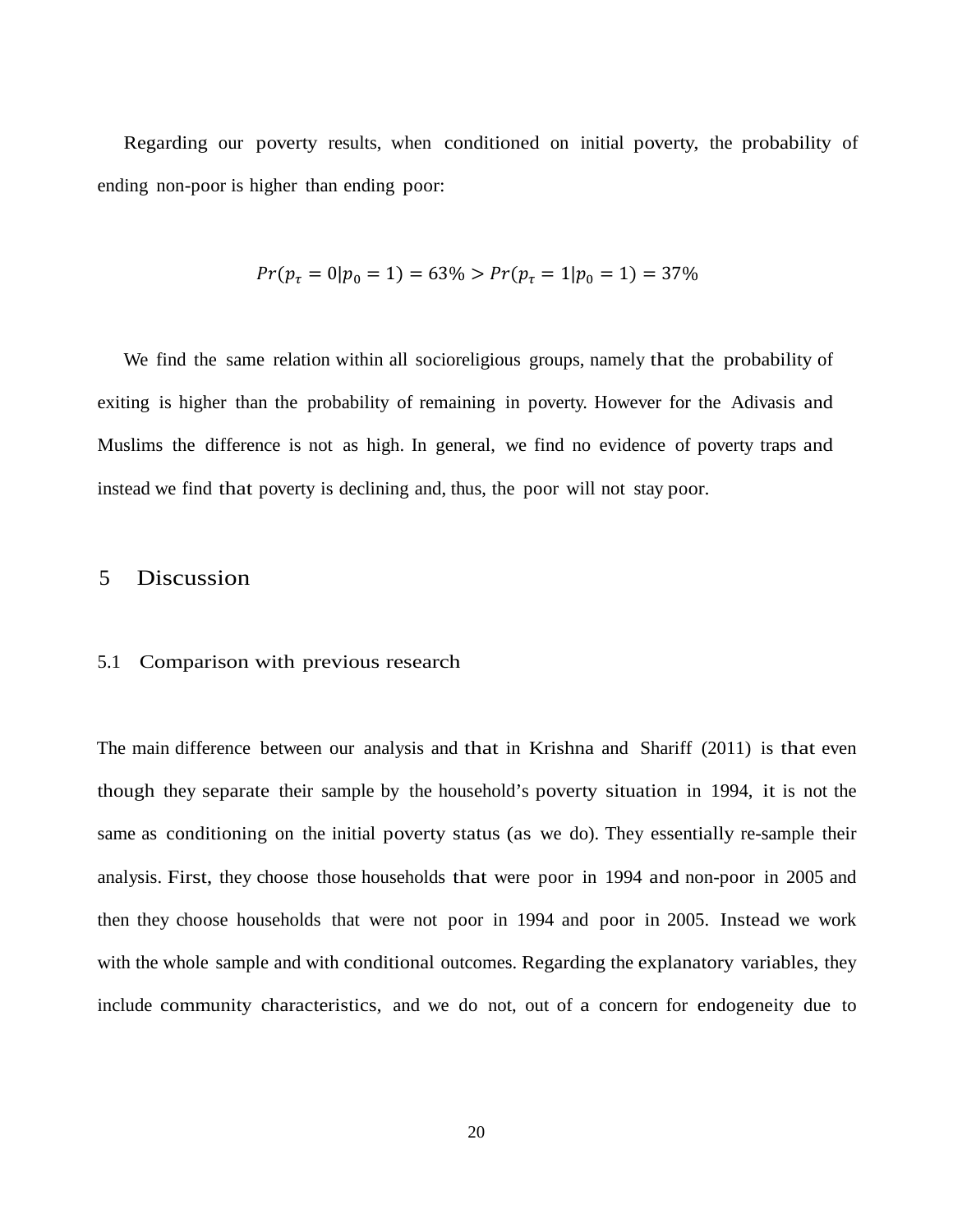Regarding our poverty results, when conditioned on initial poverty, the probability of ending non-poor is higher than ending poor:

$$Pr(p_\tau = 0|p_0 = 1) = 63\% > Pr(p_\tau = 1|p_0 = 1) = 37\%$$

We find the same relation within all socioreligious groups, namely that the probability of exiting is higher than the probability of remaining in poverty. However for the Adivasis and Muslims the difference is not as high. In general, we find no evidence of poverty traps and instead we find that poverty is declining and, thus, the poor will not stay poor.

# 5 Discussion

## 5.1 Comparison with previous research

The main difference between our analysis and that in Krishna and Shariff (2011) is that even though they separate their sample by the household's poverty situation in 1994, it is not the same as conditioning on the initial poverty status (as we do). They essentially re-sample their analysis. First, they choose those households that were poor in 1994 and non-poor in 2005 and then they choose households that were not poor in 1994 and poor in 2005. Instead we work with the whole sample and with conditional outcomes. Regarding the explanatory variables, they include community characteristics, and we do not, out of a concern for endogeneity due to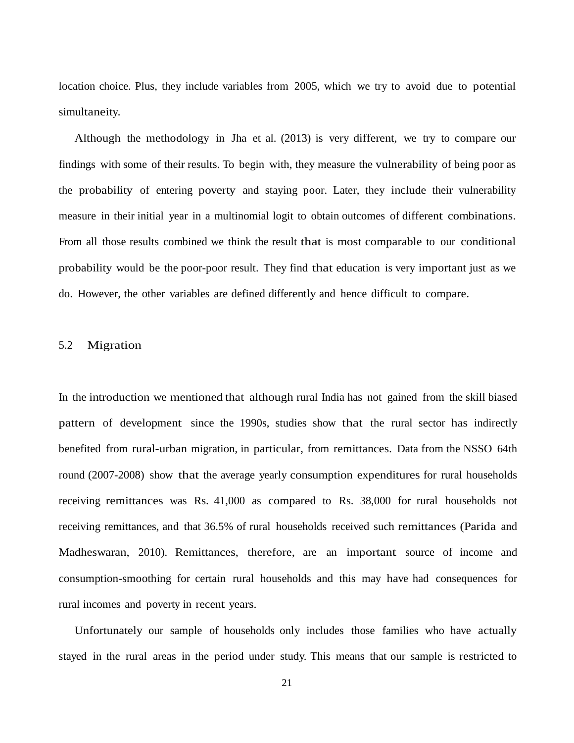location choice. Plus, they include variables from 2005, which we try to avoid due to potential simultaneity.

Although the methodology in Jha et al. (2013) is very different, we try to compare our findings with some of their results. To begin with, they measure the vulnerability of being poor as the probability of entering poverty and staying poor. Later, they include their vulnerability measure in their initial year in a multinomial logit to obtain outcomes of different combinations. From all those results combined we think the result that is most comparable to our conditional probability would be the poor-poor result. They find that education is very important just as we do. However, the other variables are defined differently and hence difficult to compare.

### 5.2 Migration

In the introduction we mentioned that although rural India has not gained from the skill biased pattern of development since the 1990s, studies show that the rural sector has indirectly benefited from rural-urban migration, in particular, from remittances. Data from the NSSO 64th round (2007-2008) show that the average yearly consumption expenditures for rural households receiving remittances was Rs. 41,000 as compared to Rs. 38,000 for rural households not receiving remittances, and that 36.5% of rural households received such remittances (Parida and Madheswaran, 2010). Remittances, therefore, are an important source of income and consumption-smoothing for certain rural households and this may have had consequences for rural incomes and poverty in recent years.

Unfortunately our sample of households only includes those families who have actually stayed in the rural areas in the period under study. This means that our sample is restricted to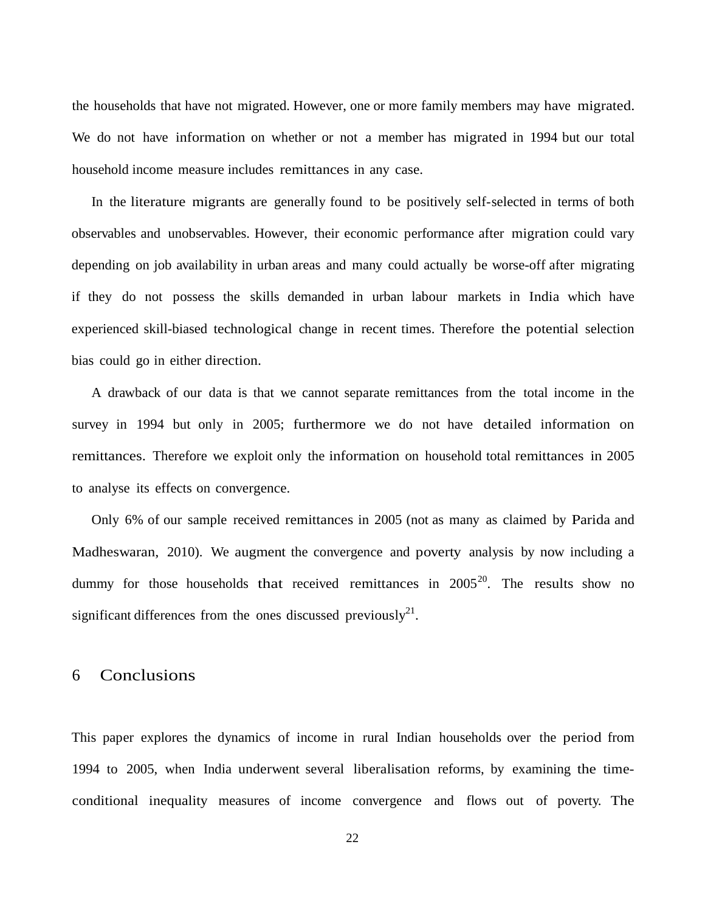the households that have not migrated. However, one or more family members may have migrated. We do not have information on whether or not a member has migrated in 1994 but our total household income measure includes remittances in any case.

In the literature migrants are generally found to be positively self-selected in terms of both observables and unobservables. However, their economic performance after migration could vary depending on job availability in urban areas and many could actually be worse-off after migrating if they do not possess the skills demanded in urban labour markets in India which have experienced skill-biased technological change in recent times. Therefore the potential selection bias could go in either direction.

A drawback of our data is that we cannot separate remittances from the total income in the survey in 1994 but only in 2005; furthermore we do not have detailed information on remittances. Therefore we exploit only the information on household total remittances in 2005 to analyse its effects on convergence.

Only 6% of our sample received remittances in 2005 (not as many as claimed by Parida and Madheswaran, 2010). We augment the convergence and poverty analysis by now including a dummy for those households that received remittances in 2005[20]. The results show no significant differences from the ones discussed previously[21].

# 6 Conclusions

This paper explores the dynamics of income in rural Indian households over the period from 1994 to 2005, when India underwent several liberalisation reforms, by examining the time-conditional inequality measures of income convergence and flows out of poverty. The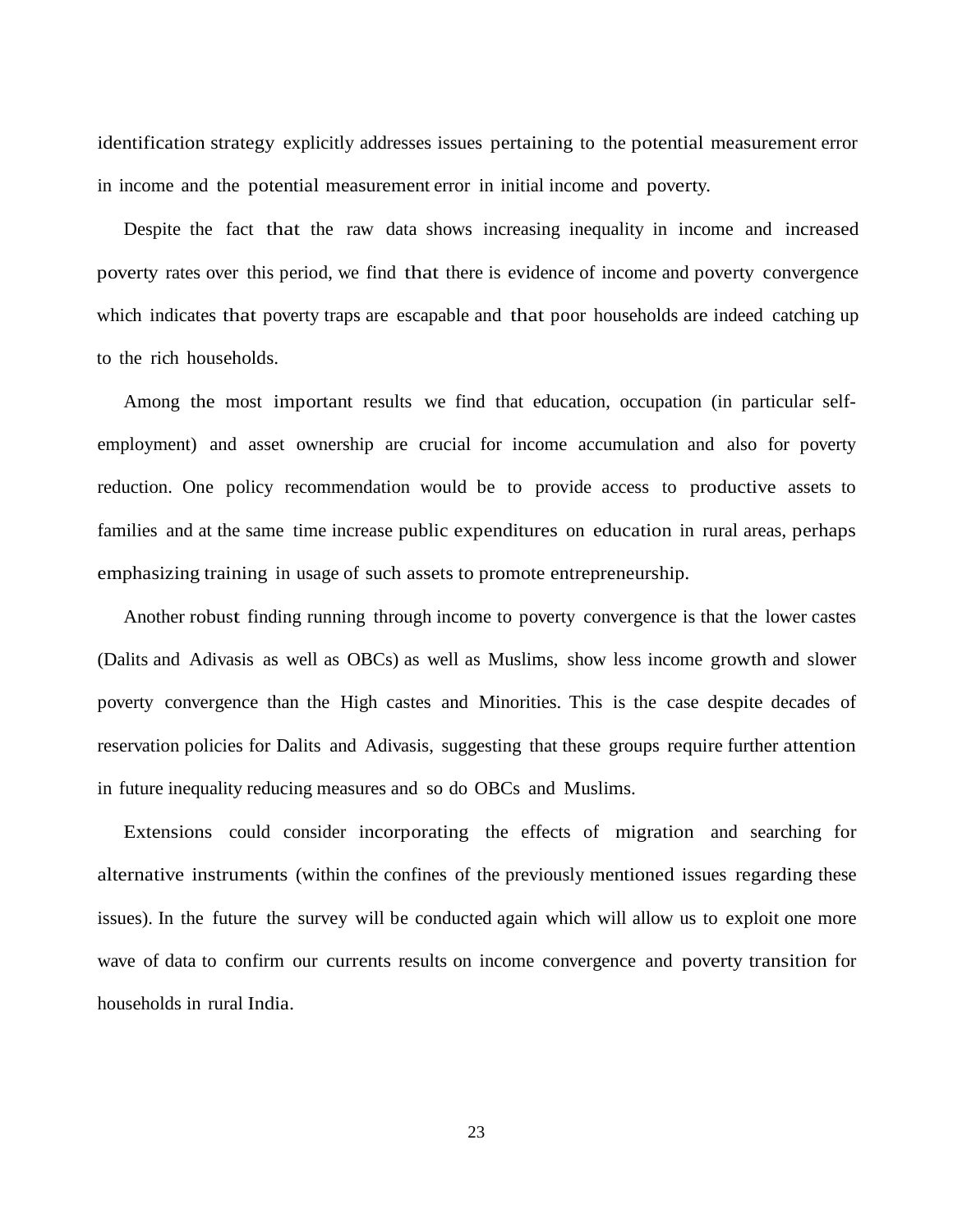identification strategy explicitly addresses issues pertaining to the potential measurement error in income and the potential measurement error in initial income and poverty.

Despite the fact that the raw data shows increasing inequality in income and increased poverty rates over this period, we find that there is evidence of income and poverty convergence which indicates that poverty traps are escapable and that poor households are indeed catching up to the rich households.

Among the most important results we find that education, occupation (in particular self-employment) and asset ownership are crucial for income accumulation and also for poverty reduction. One policy recommendation would be to provide access to productive assets to families and at the same time increase public expenditures on education in rural areas, perhaps emphasizing training in usage of such assets to promote entrepreneurship.

Another robust finding running through income to poverty convergence is that the lower castes (Dalits and Adivasis as well as OBCs) as well as Muslims, show less income growth and slower poverty convergence than the High castes and Minorities. This is the case despite decades of reservation policies for Dalits and Adivasis, suggesting that these groups require further attention in future inequality reducing measures and so do OBCs and Muslims.

Extensions could consider incorporating the effects of migration and searching for alternative instruments (within the confines of the previously mentioned issues regarding these issues). In the future the survey will be conducted again which will allow us to exploit one more wave of data to confirm our currents results on income convergence and poverty transition for households in rural India.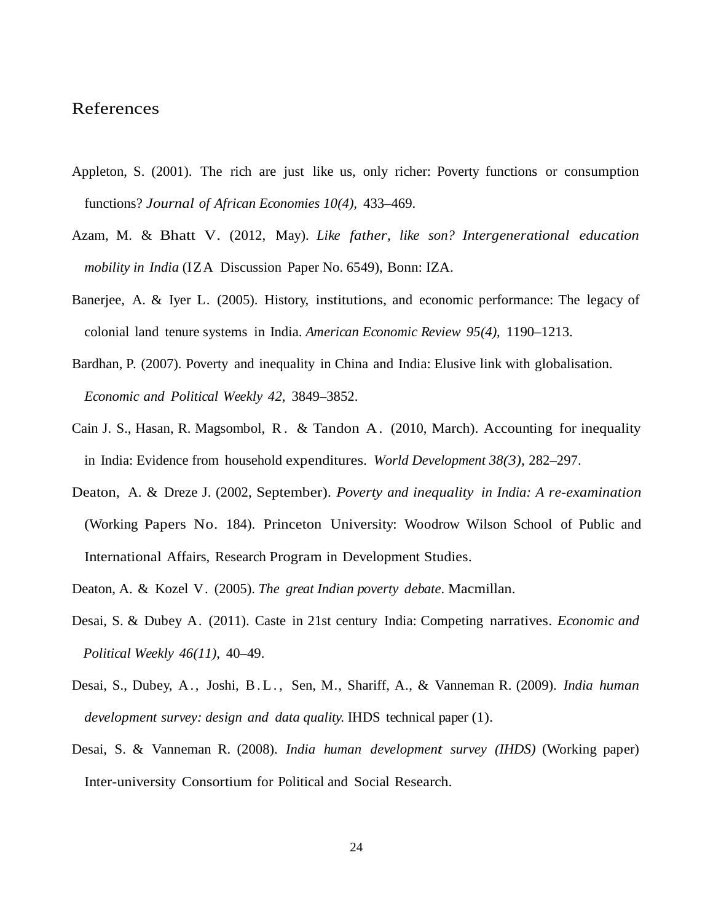# References

Appleton, S. (2001). The rich are just like us, only richer: Poverty functions or consumption functions? *Journal of African Economies 10(4),* 433–469.

Azam, M. & Bhatt V. (2012, May). *Like father, like son? Intergenerational education mobility in India* (IZA Discussion Paper No. 6549), Bonn: IZA.

Banerjee, A. & Iyer L. (2005). History, institutions, and economic performance: The legacy of colonial land tenure systems in India. *American Economic Review 95(4),* 1190–1213.

Bardhan, P. (2007). Poverty and inequality in China and India: Elusive link with globalisation. *Economic and Political Weekly 42,* 3849–3852.

Cain J. S., Hasan, R. Magsombol, R. & Tandon A. (2010, March). Accounting for inequality in India: Evidence from household expenditures. *World Development 38(3),* 282–297.

Deaton, A. & Dreze J. (2002, September). *Poverty and inequality in India: A re-examination* (Working Papers No. 184). Princeton University: Woodrow Wilson School of Public and International Affairs, Research Program in Development Studies.

Deaton, A. & Kozel V. (2005). *The great Indian poverty debate*. Macmillan.

Desai, S. & Dubey A. (2011). Caste in 21st century India: Competing narratives. *Economic and Political Weekly 46(11),* 40–49.

Desai, S., Dubey, A., Joshi, B.L., Sen, M., Shariff, A., & Vanneman R. (2009). *India human development survey: design and data quality.* IHDS technical paper (1).

Desai, S. & Vanneman R. (2008). *India human development survey (IHDS)* (Working paper) Inter-university Consortium for Political and Social Research.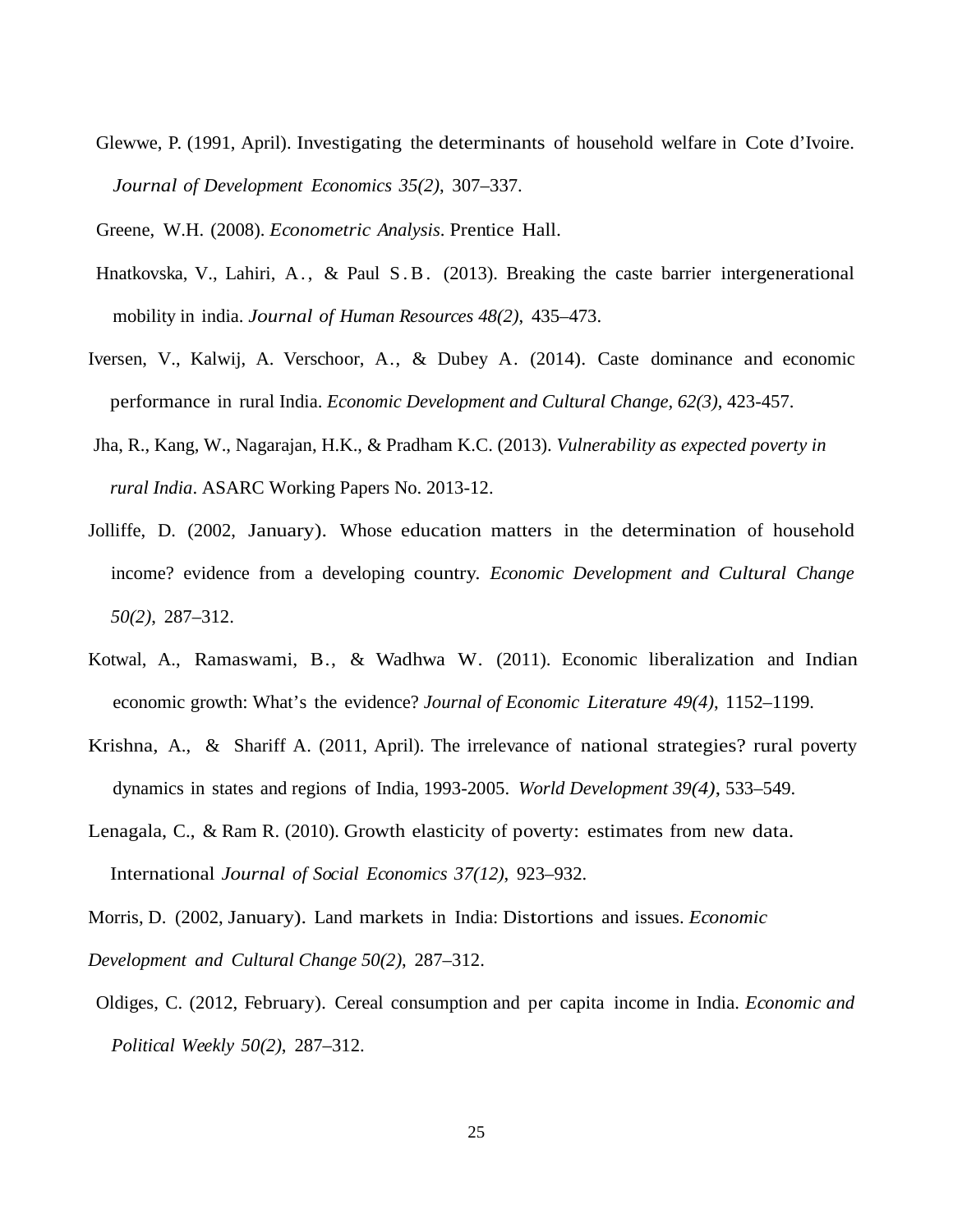Glewwe, P. (1991, April). Investigating the determinants of household welfare in Cote d'Ivoire. *Journal of Development Economics 35(2)*, 307–337.

Greene, W.H. (2008). *Econometric Analysis*. Prentice Hall.

Hnatkovska, V., Lahiri, A., & Paul S.B. (2013). Breaking the caste barrier intergenerational mobility in india. *Journal of Human Resources 48(2)*, 435–473.

Iversen, V., Kalwij, A. Verschoor, A., & Dubey A. (2014). Caste dominance and economic performance in rural India. *Economic Development and Cultural Change, 62(3)*, 423-457.

Jha, R., Kang, W., Nagarajan, H.K., & Pradham K.C. (2013). *Vulnerability as expected poverty in rural India*. ASARC Working Papers No. 2013-12.

Jolliffe, D. (2002, January). Whose education matters in the determination of household income? evidence from a developing country. *Economic Development and Cultural Change 50(2)*, 287–312.

Kotwal, A., Ramaswami, B., & Wadhwa W. (2011). Economic liberalization and Indian economic growth: What's the evidence? *Journal of Economic Literature 49(4)*, 1152–1199.

Krishna, A., & Shariff A. (2011, April). The irrelevance of national strategies? rural poverty dynamics in states and regions of India, 1993-2005. *World Development 39(4)*, 533–549.

Lenagala, C., & Ram R. (2010). Growth elasticity of poverty: estimates from new data. International *Journal of Social Economics 37(12)*, 923–932.

Morris, D. (2002, January). Land markets in India: Distortions and issues. *Economic Development and Cultural Change 50(2)*, 287–312.

Oldiges, C. (2012, February). Cereal consumption and per capita income in India. *Economic and Political Weekly 50(2)*, 287–312.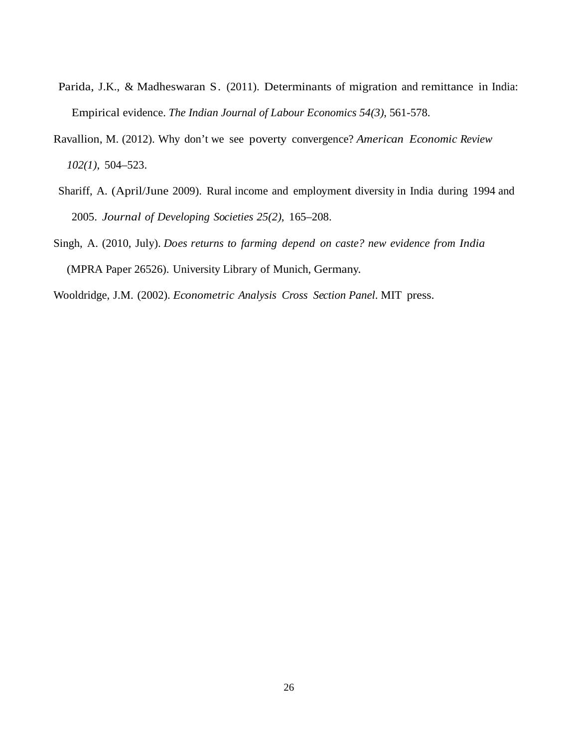Parida, J.K., & Madheswaran S. (2011). Determinants of migration and remittance in India: Empirical evidence. *The Indian Journal of Labour Economics 54(3)*, 561-578.

Ravallion, M. (2012). Why don't we see poverty convergence? *American Economic Review 102(1)*, 504–523.

Shariff, A. (April/June 2009). Rural income and employment diversity in India during 1994 and 2005. *Journal of Developing Societies 25(2)*, 165–208.

Singh, A. (2010, July). *Does returns to farming depend on caste? new evidence from India* (MPRA Paper 26526). University Library of Munich, Germany.

Wooldridge, J.M. (2002). *Econometric Analysis Cross Section Panel*. MIT press.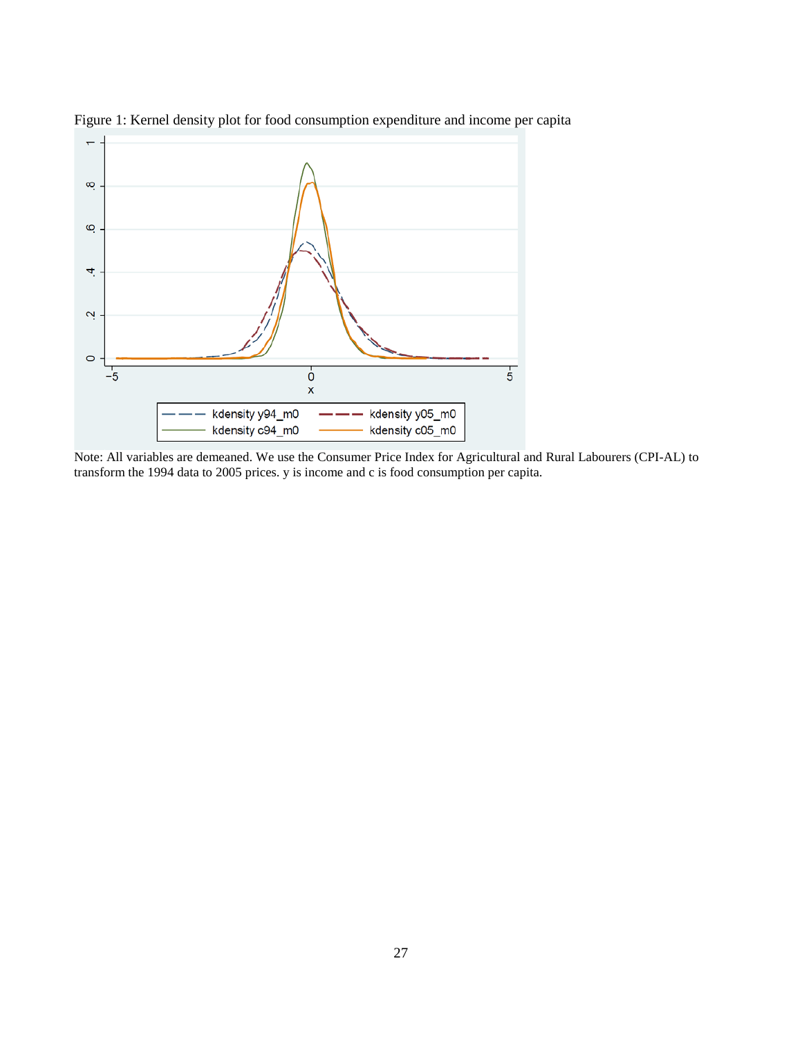Figure 1: Kernel density plot for food consumption expenditure and income per capita

Note: All variables are demeaned. We use the Consumer Price Index for Agricultural and Rural Labourers (CPI-AL) to transform the 1994 data to 2005 prices. y is income and c is food consumption per capita.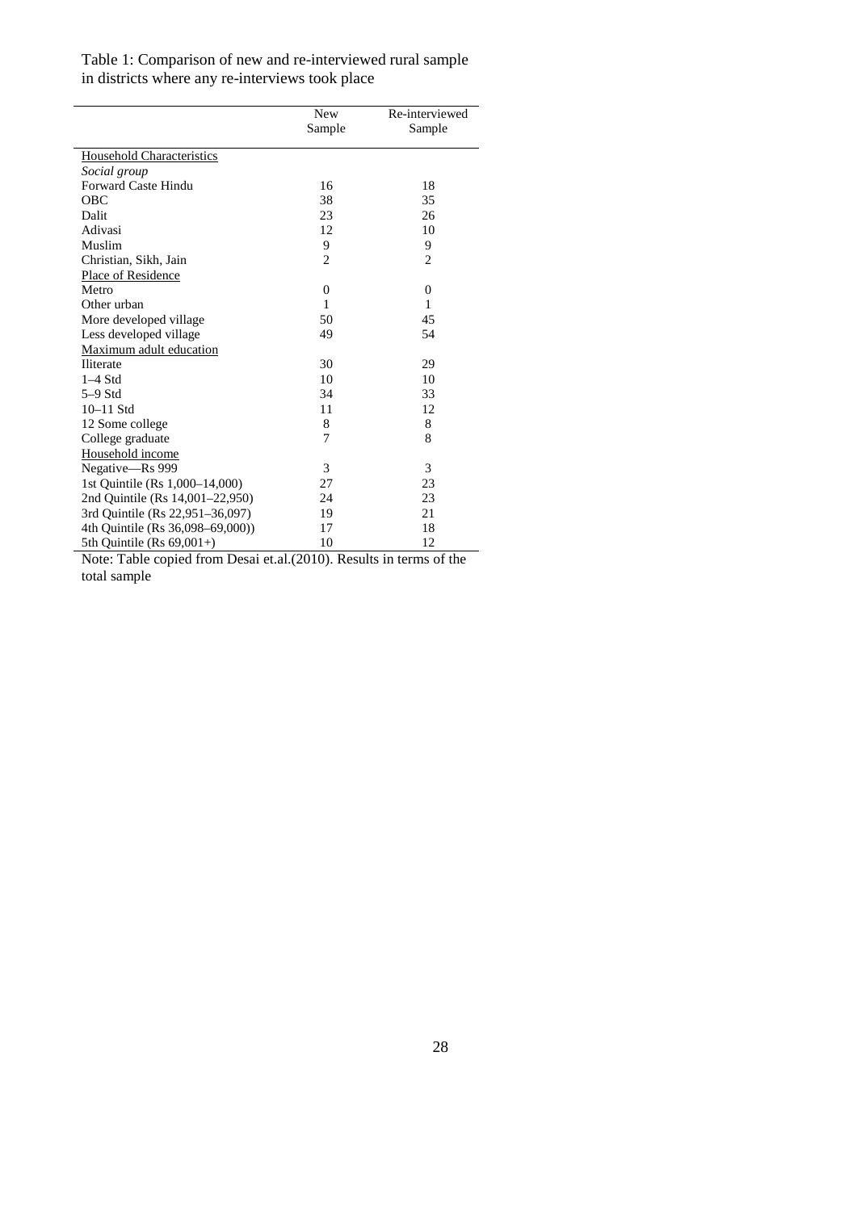Table 1: Comparison of new and re-interviewed rural sample in districts where any re-interviews took place

| | New Sample | Re-interviewed Sample |
|---|---|---|
| Household Characteristics | | |
| *Social group* | | |
| Forward Caste Hindu | 16 | 18 |
| OBC | 38 | 35 |
| Dalit | 23 | 26 |
| Adivasi | 12 | 10 |
| Muslim | 9 | 9 |
| Christian, Sikh, Jain | 2 | 2 |
| Place of Residence | | |
| Metro | 0 | 0 |
| Other urban | 1 | 1 |
| More developed village | 50 | 45 |
| Less developed village | 49 | 54 |
| Maximum adult education | | |
| Iliterate | 30 | 29 |
| 1–4 Std | 10 | 10 |
| 5–9 Std | 34 | 33 |
| 10–11 Std | 11 | 12 |
| 12 Some college | 8 | 8 |
| College graduate | 7 | 8 |
| Household income | | |
| Negative—Rs 999 | 3 | 3 |
| 1st Quintile (Rs 1,000–14,000) | 27 | 23 |
| 2nd Quintile (Rs 14,001–22,950) | 24 | 23 |
| 3rd Quintile (Rs 22,951–36,097) | 19 | 21 |
| 4th Quintile (Rs 36,098–69,000)) | 17 | 18 |
| 5th Quintile (Rs 69,001+) | 10 | 12 |

Note: Table copied from Desai et.al.(2010). Results in terms of the total sample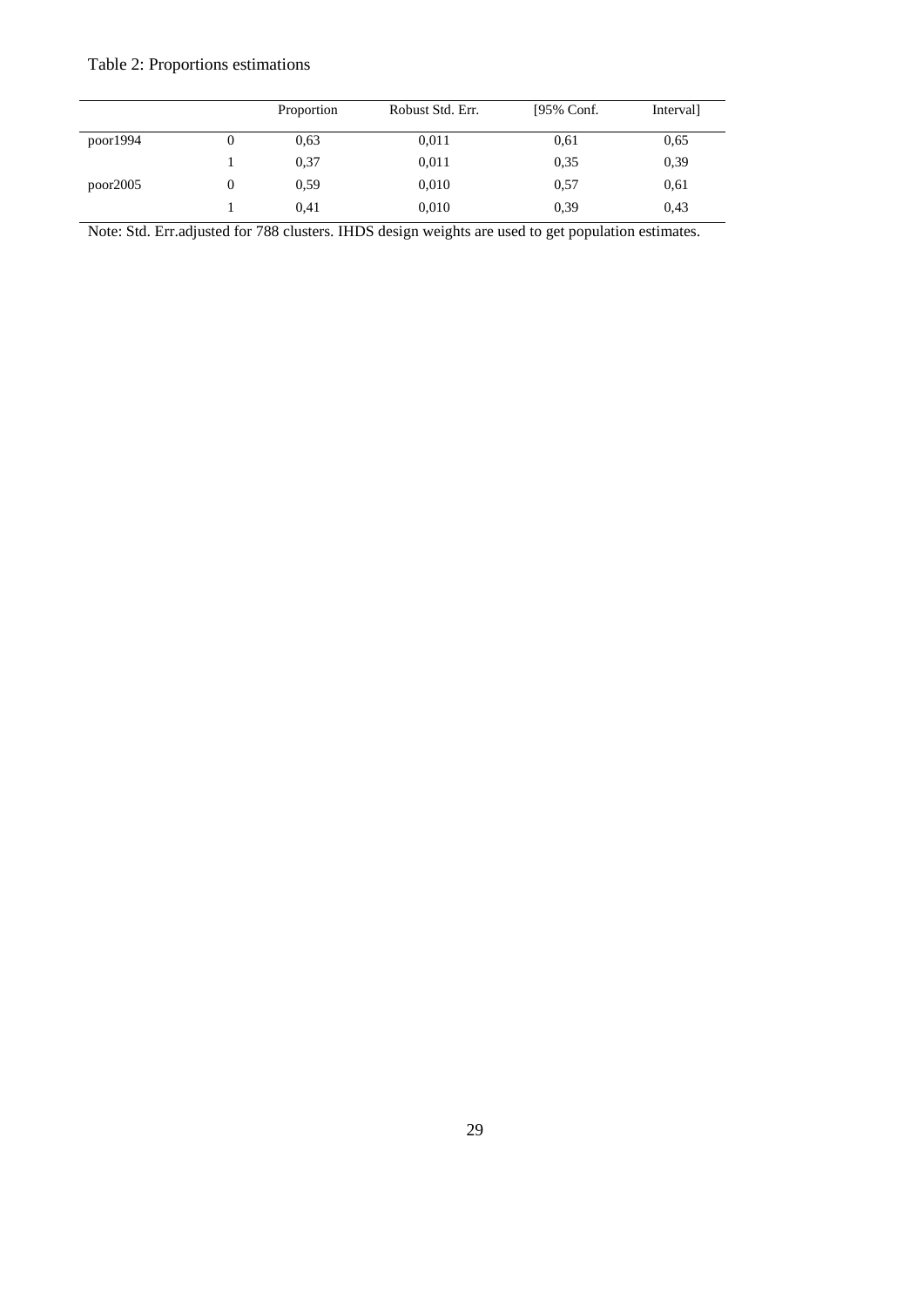Table 2: Proportions estimations

| | | Proportion | Robust Std. Err. | [95% Conf. | Interval] |
|---|---|---|---|---|---|
| poor1994 | 0 | 0,63 | 0,011 | 0,61 | 0,65 |
| | 1 | 0,37 | 0,011 | 0,35 | 0,39 |
| poor2005 | 0 | 0,59 | 0,010 | 0,57 | 0,61 |
| | 1 | 0,41 | 0,010 | 0,39 | 0,43 |

Note: Std. Err.adjusted for 788 clusters. IHDS design weights are used to get population estimates.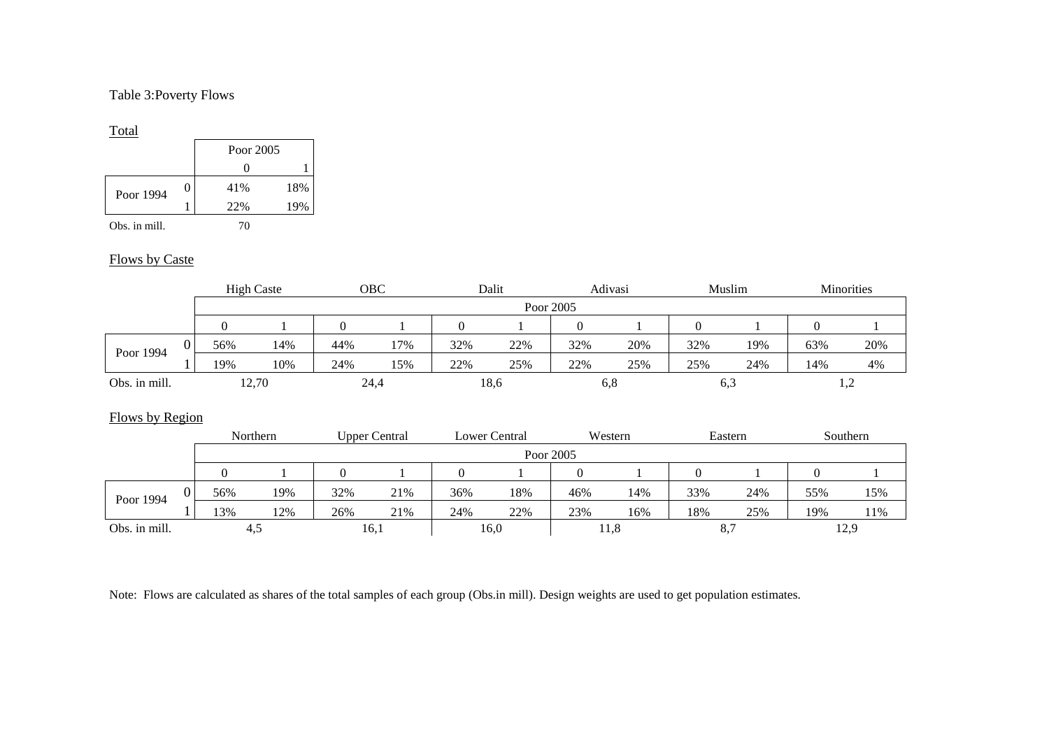Table 3:Poverty Flows

Total

| | | Poor 2005 | |
|---|---|---|---|
| | | 0 | 1 |
| Poor 1994 | 0 | 41% | 18% |
| | 1 | 22% | 19% |
| Obs. in mill. | | 70 | |

Flows by Caste

| | | High Caste | | OBC | | Dalit | | Adivasi | | Muslim | | Minorities | |
|---|---|---|---|---|---|---|---|---|---|---|---|---|---|
| | | Poor 2005 | | | | | | | | | | | |
| | | 0 | 1 | 0 | 1 | 0 | 1 | 0 | 1 | 0 | 1 | 0 | 1 |
| Poor 1994 | 0 | 56% | 14% | 44% | 17% | 32% | 22% | 32% | 20% | 32% | 19% | 63% | 20% |
| | 1 | 19% | 10% | 24% | 15% | 22% | 25% | 22% | 25% | 25% | 24% | 14% | 4% |
| Obs. in mill. | | 12,70 | | 24,4 | | 18,6 | | 6,8 | | 6,3 | | 1,2 | |

Flows by Region

| | | Northern | | Upper Central | | Lower Central | | Western | | Eastern | | Southern | |
|---|---|---|---|---|---|---|---|---|---|---|---|---|---|
| | | Poor 2005 | | | | | | | | | | | |
| | | 0 | 1 | 0 | 1 | 0 | 1 | 0 | 1 | 0 | 1 | 0 | 1 |
| Poor 1994 | 0 | 56% | 19% | 32% | 21% | 36% | 18% | 46% | 14% | 33% | 24% | 55% | 15% |
| | 1 | 13% | 12% | 26% | 21% | 24% | 22% | 23% | 16% | 18% | 25% | 19% | 11% |
| Obs. in mill. | | 4,5 | | 16,1 | | 16,0 | | 11,8 | | 8,7 | | 12,9 | |

Note: Flows are calculated as shares of the total samples of each group (Obs.in mill). Design weights are used to get population estimates.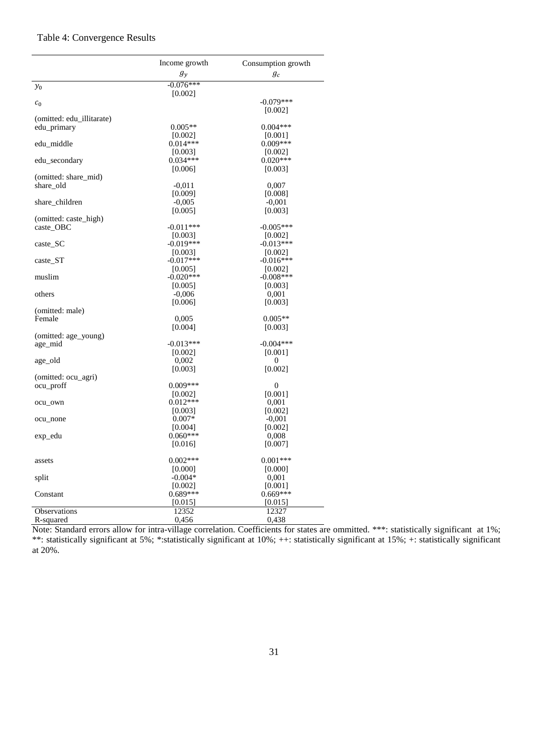Table 4: Convergence Results

| | Income growth | Consumption growth |
|---|---|---|
| | $g_y$ | $g_c$ |
| $y_0$ | -0.076*** | |
| | [0.002] | |
| $c_0$ | | -0.079*** |
| | | [0.002] |
| (omitted: edu_illitarate) | | |
| edu_primary | 0.005** | 0.004*** |
| | [0.002] | [0.001] |
| edu_middle | 0.014*** | 0.009*** |
| | [0.003] | [0.002] |
| edu_secondary | 0.034*** | 0.020*** |
| | [0.006] | [0.003] |
| (omitted: share_mid) | | |
| share_old | -0,011 | 0,007 |
| | [0.009] | [0.008] |
| share_children | -0,005 | -0,001 |
| | [0.005] | [0.003] |
| (omitted: caste_high) | | |
| caste_OBC | -0.011*** | -0.005*** |
| | [0.003] | [0.002] |
| caste_SC | -0.019*** | -0.013*** |
| | [0.003] | [0.002] |
| caste_ST | -0.017*** | -0.016*** |
| | [0.005] | [0.002] |
| muslim | -0.020*** | -0.008*** |
| | [0.005] | [0.003] |
| others | -0,006 | 0,001 |
| | [0.006] | [0.003] |
| (omitted: male) | | |
| Female | 0,005 | 0.005** |
| | [0.004] | [0.003] |
| (omitted: age_young) | | |
| age_mid | -0.013*** | -0.004*** |
| | [0.002] | [0.001] |
| age_old | 0,002 | 0 |
| | [0.003] | [0.002] |
| (omitted: ocu_agri) | | |
| ocu_proff | 0.009*** | 0 |
| | [0.002] | [0.001] |
| ocu_own | 0.012*** | 0,001 |
| | [0.003] | [0.002] |
| ocu_none | 0.007* | -0,001 |
| | [0.004] | [0.002] |
| exp_edu | 0.060*** | 0,008 |
| | [0.016] | [0.007] |
| assets | 0.002*** | 0.001*** |
| | [0.000] | [0.000] |
| split | -0.004* | 0,001 |
| | [0.002] | [0.001] |
| Constant | 0.689*** | 0.669*** |
| | [0.015] | [0.015] |
| Observations | 12352 | 12327 |
| R-squared | 0,456 | 0,438 |

Note: Standard errors allow for intra-village correlation. Coefficients for states are ommitted. ***: statistically significant at 1%; **: statistically significant at 5%; *:statistically significant at 10%; ++: statistically significant at 15%; +: statistically significant at 20%.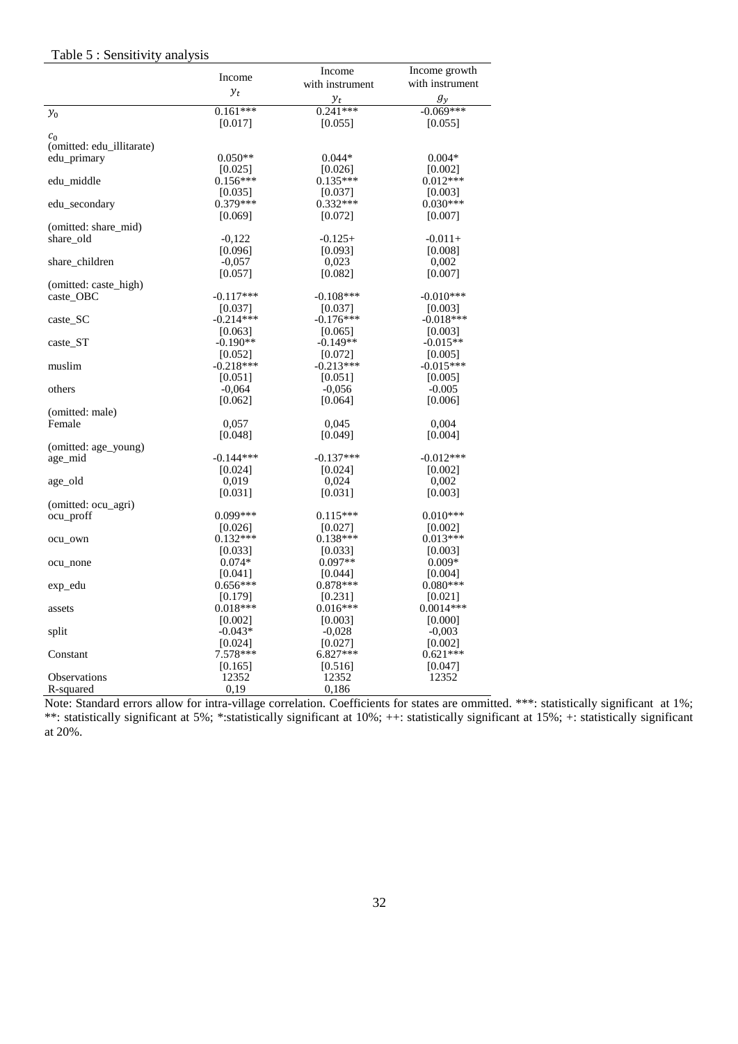Table 5 : Sensitivity analysis

| | Income $y_t$ | Income with instrument $y_t$ | Income growth with instrument $g_y$ |
|---|---|---|---|
| $y_0$ | 0.161*** | 0.241*** | -0.069*** |
| | [0.017] | [0.055] | [0.055] |
| $c_0$ | | | |
| (omitted: edu_illitarate) | | | |
| edu_primary | 0.050** | 0.044* | 0.004* |
| | [0.025] | [0.026] | [0.002] |
| edu_middle | 0.156*** | 0.135*** | 0.012*** |
| | [0.035] | [0.037] | [0.003] |
| edu_secondary | 0.379*** | 0.332*** | 0.030*** |
| | [0.069] | [0.072] | [0.007] |
| (omitted: share_mid) | | | |
| share_old | -0,122 | -0.125+ | -0.011+ |
| | [0.096] | [0.093] | [0.008] |
| share_children | -0,057 | 0,023 | 0,002 |
| | [0.057] | [0.082] | [0.007] |
| (omitted: caste_high) | | | |
| caste_OBC | -0.117*** | -0.108*** | -0.010*** |
| | [0.037] | [0.037] | [0.003] |
| caste_SC | -0.214*** | -0.176*** | -0.018*** |
| | [0.063] | [0.065] | [0.003] |
| caste_ST | -0.190** | -0.149** | -0.015** |
| | [0.052] | [0.072] | [0.005] |
| muslim | -0.218*** | -0.213*** | -0.015*** |
| | [0.051] | [0.051] | [0.005] |
| others | -0,064 | -0,056 | -0.005 |
| | [0.062] | [0.064] | [0.006] |
| (omitted: male) | | | |
| Female | 0,057 | 0,045 | 0,004 |
| | [0.048] | [0.049] | [0.004] |
| (omitted: age_young) | | | |
| age_mid | -0.144*** | -0.137*** | -0.012*** |
| | [0.024] | [0.024] | [0.002] |
| age_old | 0,019 | 0,024 | 0,002 |
| | [0.031] | [0.031] | [0.003] |
| (omitted: ocu_agri) | | | |
| ocu_proff | 0.099*** | 0.115*** | 0.010*** |
| | [0.026] | [0.027] | [0.002] |
| ocu_own | 0.132*** | 0.138*** | 0.013*** |
| | [0.033] | [0.033] | [0.003] |
| ocu_none | 0.074* | 0.097** | 0.009* |
| | [0.041] | [0.044] | [0.004] |
| exp_edu | 0.656*** | 0.878*** | 0.080*** |
| | [0.179] | [0.231] | [0.021] |
| assets | 0.018*** | 0.016*** | 0.0014*** |
| | [0.002] | [0.003] | [0.000] |
| split | -0.043* | -0,028 | -0,003 |
| | [0.024] | [0.027] | [0.002] |
| Constant | 7.578*** | 6.827*** | 0.621*** |
| | [0.165] | [0.516] | [0.047] |
| Observations | 12352 | 12352 | 12352 |
| R-squared | 0,19 | 0,186 | |

Note: Standard errors allow for intra-village correlation. Coefficients for states are ommitted. ***: statistically significant at 1%; **: statistically significant at 5%; *:statistically significant at 10%; ++: statistically significant at 15%; +: statistically significant at 20%.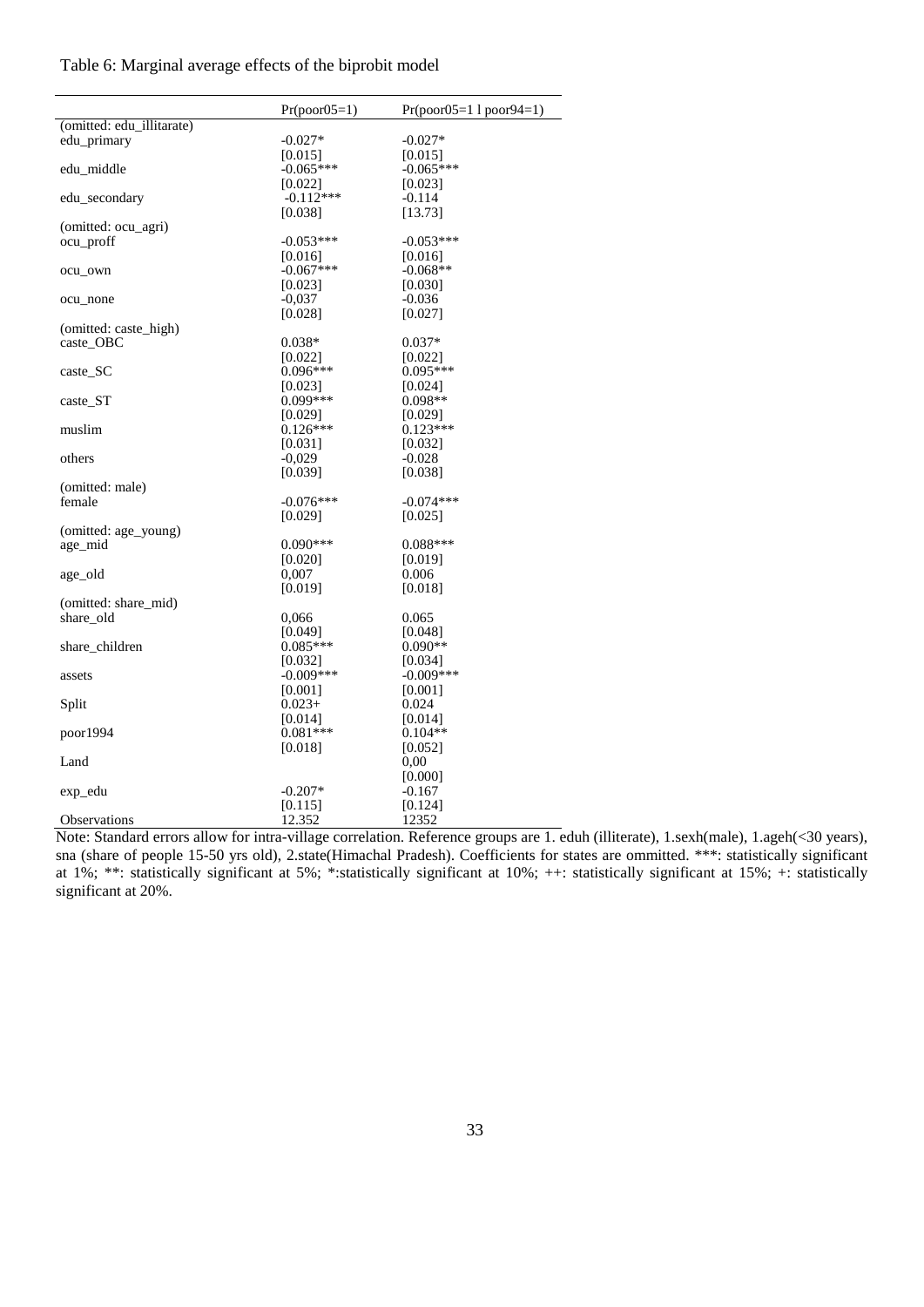Table 6: Marginal average effects of the biprobit model

| | Pr(poor05=1) | Pr(poor05=1 l poor94=1) |
|---|---|---|
| (omitted: edu_illitarate) | | |
| edu_primary | -0.027* | -0.027* |
| | [0.015] | [0.015] |
| edu_middle | -0.065*** | -0.065*** |
| | [0.022] | [0.023] |
| edu_secondary | -0.112*** | -0.114 |
| | [0.038] | [13.73] |
| (omitted: ocu_agri) | | |
| ocu_proff | -0.053*** | -0.053*** |
| | [0.016] | [0.016] |
| ocu_own | -0.067*** | -0.068** |
| | [0.023] | [0.030] |
| ocu_none | -0,037 | -0.036 |
| | [0.028] | [0.027] |
| (omitted: caste_high) | | |
| caste_OBC | 0.038* | 0.037* |
| | [0.022] | [0.022] |
| caste_SC | 0.096*** | 0.095*** |
| | [0.023] | [0.024] |
| caste_ST | 0.099*** | 0.098** |
| | [0.029] | [0.029] |
| muslim | 0.126*** | 0.123*** |
| | [0.031] | [0.032] |
| others | -0,029 | -0.028 |
| | [0.039] | [0.038] |
| (omitted: male) | | |
| female | -0.076*** | -0.074*** |
| | [0.029] | [0.025] |
| (omitted: age_young) | | |
| age_mid | 0.090*** | 0.088*** |
| | [0.020] | [0.019] |
| age_old | 0,007 | 0.006 |
| | [0.019] | [0.018] |
| (omitted: share_mid) | | |
| share_old | 0,066 | 0.065 |
| | [0.049] | [0.048] |
| share_children | 0.085*** | 0.090** |
| | [0.032] | [0.034] |
| assets | -0.009*** | -0.009*** |
| | [0.001] | [0.001] |
| Split | 0.023+ | 0.024 |
| | [0.014] | [0.014] |
| poor1994 | 0.081*** | 0.104** |
| | [0.018] | [0.052] |
| Land | | 0,00 |
| | | [0.000] |
| exp_edu | -0.207* | -0.167 |
| | [0.115] | [0.124] |
| Observations | 12.352 | 12352 |

Note: Standard errors allow for intra-village correlation. Reference groups are 1. eduh (illiterate), 1.sexh(male), 1.ageh(<30 years), sna (share of people 15-50 yrs old), 2.state(Himachal Pradesh). Coefficients for states are ommitted. ***: statistically significant at 1%; **: statistically significant at 5%; *:statistically significant at 10%; ++: statistically significant at 15%; +: statistically significant at 20%.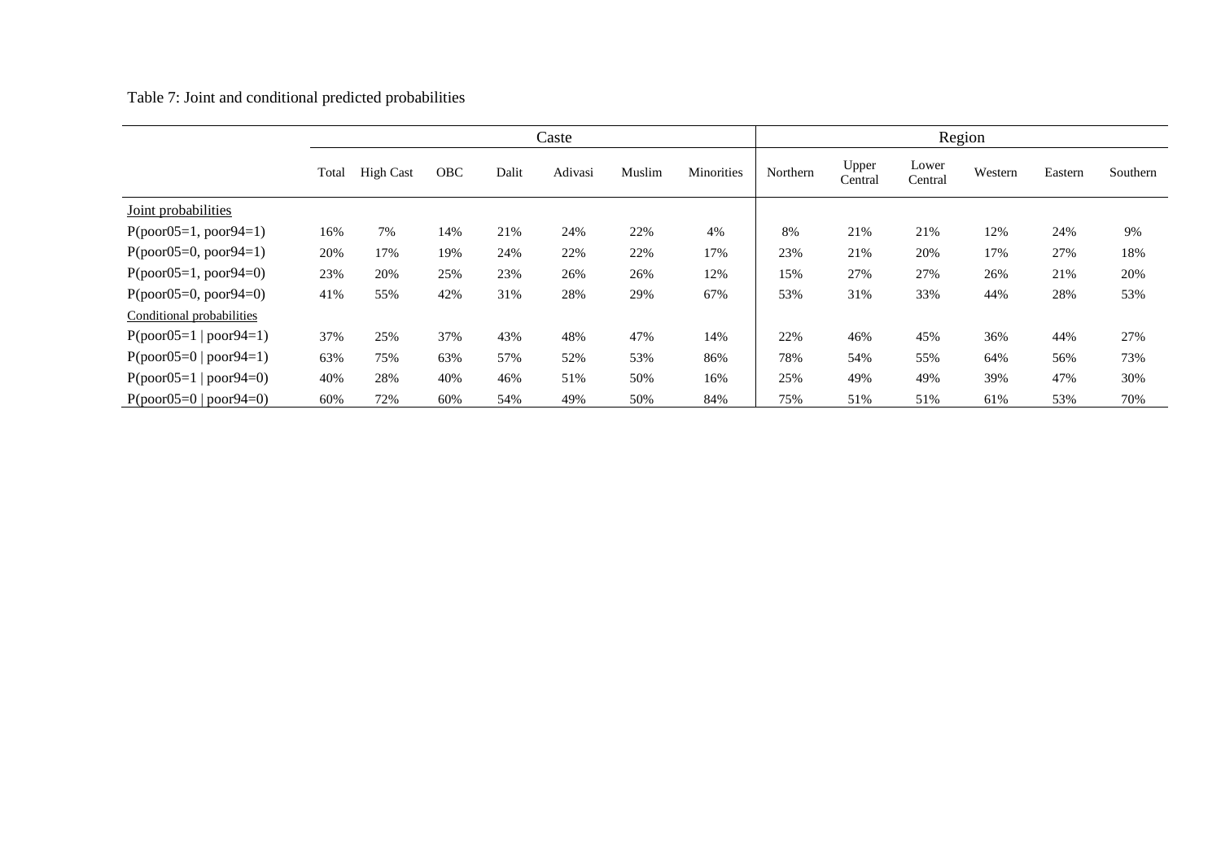Table 7: Joint and conditional predicted probabilities

| | Caste | | | | | | | Region | | | | | |
|---|---|---|---|---|---|---|---|---|---|---|---|---|---|
| | Total | High Cast | OBC | Dalit | Adivasi | Muslim | Minorities | Northern | Upper Central | Lower Central | Western | Eastern | Southern |
| Joint probabilities | | | | | | | | | | | | | |
| P(poor05=1, poor94=1) | 16% | 7% | 14% | 21% | 24% | 22% | 4% | 8% | 21% | 21% | 12% | 24% | 9% |
| P(poor05=0, poor94=1) | 20% | 17% | 19% | 24% | 22% | 22% | 17% | 23% | 21% | 20% | 17% | 27% | 18% |
| P(poor05=1, poor94=0) | 23% | 20% | 25% | 23% | 26% | 26% | 12% | 15% | 27% | 27% | 26% | 21% | 20% |
| P(poor05=0, poor94=0) | 41% | 55% | 42% | 31% | 28% | 29% | 67% | 53% | 31% | 33% | 44% | 28% | 53% |
| Conditional probabilities | | | | | | | | | | | | | |
| P(poor05=1 \| poor94=1) | 37% | 25% | 37% | 43% | 48% | 47% | 14% | 22% | 46% | 45% | 36% | 44% | 27% |
| P(poor05=0 \| poor94=1) | 63% | 75% | 63% | 57% | 52% | 53% | 86% | 78% | 54% | 55% | 64% | 56% | 73% |
| P(poor05=1 \| poor94=0) | 40% | 28% | 40% | 46% | 51% | 50% | 16% | 25% | 49% | 49% | 39% | 47% | 30% |
| P(poor05=0 \| poor94=0) | 60% | 72% | 60% | 54% | 49% | 50% | 84% | 75% | 51% | 51% | 61% | 53% | 70% |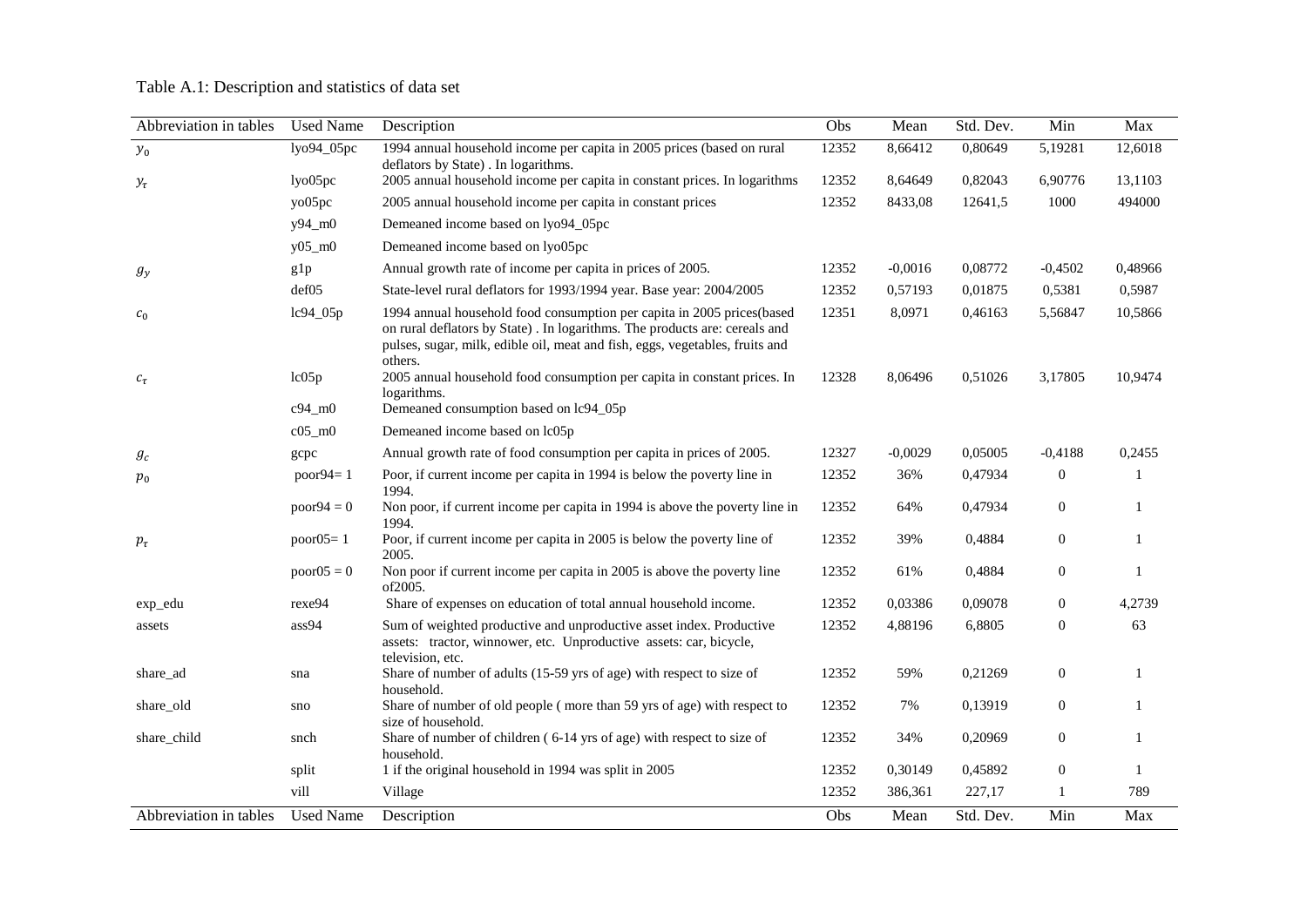Table A.1: Description and statistics of data set

| Abbreviation in tables | Used Name | Description | Obs | Mean | Std. Dev. | Min | Max |
|---|---|---|---|---|---|---|---|
| $y_0$ | lyo94_05pc | 1994 annual household income per capita in 2005 prices (based on rural deflators by State) . In logarithms. | 12352 | 8,66412 | 0,80649 | 5,19281 | 12,6018 |
| $y_\tau$ | lyo05pc | 2005 annual household income per capita in constant prices. In logarithms | 12352 | 8,64649 | 0,82043 | 6,90776 | 13,1103 |
| | yo05pc | 2005 annual household income per capita in constant prices | 12352 | 8433,08 | 12641,5 | 1000 | 494000 |
| | y94_m0 | Demeaned income based on lyo94_05pc | | | | | |
| | y05_m0 | Demeaned income based on lyo05pc | | | | | |
| $g_y$ | g1p | Annual growth rate of income per capita in prices of 2005. | 12352 | -0,0016 | 0,08772 | -0,4502 | 0,48966 |
| | def05 | State-level rural deflators for 1993/1994 year. Base year: 2004/2005 | 12352 | 0,57193 | 0,01875 | 0,5381 | 0,5987 |
| $c_0$ | lc94_05p | 1994 annual household food consumption per capita in 2005 prices(based on rural deflators by State) . In logarithms. The products are: cereals and pulses, sugar, milk, edible oil, meat and fish, eggs, vegetables, fruits and others. | 12351 | 8,0971 | 0,46163 | 5,56847 | 10,5866 |
| $c_\tau$ | lc05p | 2005 annual household food consumption per capita in constant prices. In logarithms. | 12328 | 8,06496 | 0,51026 | 3,17805 | 10,9474 |
| | c94_m0 | Demeaned consumption based on lc94_05p | | | | | |
| | c05_m0 | Demeaned income based on lc05p | | | | | |
| $g_c$ | gcpc | Annual growth rate of food consumption per capita in prices of 2005. | 12327 | -0,0029 | 0,05005 | -0,4188 | 0,2455 |
| $p_0$ | poor94= 1 | Poor, if current income per capita in 1994 is below the poverty line in 1994. | 12352 | 36% | 0,47934 | 0 | 1 |
| | poor94 = 0 | Non poor, if current income per capita in 1994 is above the poverty line in 1994. | 12352 | 64% | 0,47934 | 0 | 1 |
| $p_\tau$ | poor05= 1 | Poor, if current income per capita in 2005 is below the poverty line of 2005. | 12352 | 39% | 0,4884 | 0 | 1 |
| | poor05 = 0 | Non poor if current income per capita in 2005 is above the poverty line of2005. | 12352 | 61% | 0,4884 | 0 | 1 |
| exp_edu | rexe94 | Share of expenses on education of total annual household income. | 12352 | 0,03386 | 0,09078 | 0 | 4,2739 |
| assets | ass94 | Sum of weighted productive and unproductive asset index. Productive assets: tractor, winnower, etc. Unproductive assets: car, bicycle, television, etc. | 12352 | 4,88196 | 6,8805 | 0 | 63 |
| share_ad | sna | Share of number of adults (15-59 yrs of age) with respect to size of household. | 12352 | 59% | 0,21269 | 0 | 1 |
| share_old | sno | Share of number of old people ( more than 59 yrs of age) with respect to size of household. | 12352 | 7% | 0,13919 | 0 | 1 |
| share_child | snch | Share of number of children ( 6-14 yrs of age) with respect to size of household. | 12352 | 34% | 0,20969 | 0 | 1 |
| | split | 1 if the original household in 1994 was split in 2005 | 12352 | 0,30149 | 0,45892 | 0 | 1 |
| | vill | Village | 12352 | 386,361 | 227,17 | 1 | 789 |
| Abbreviation in tables | Used Name | Description | Obs | Mean | Std. Dev. | Min | Max |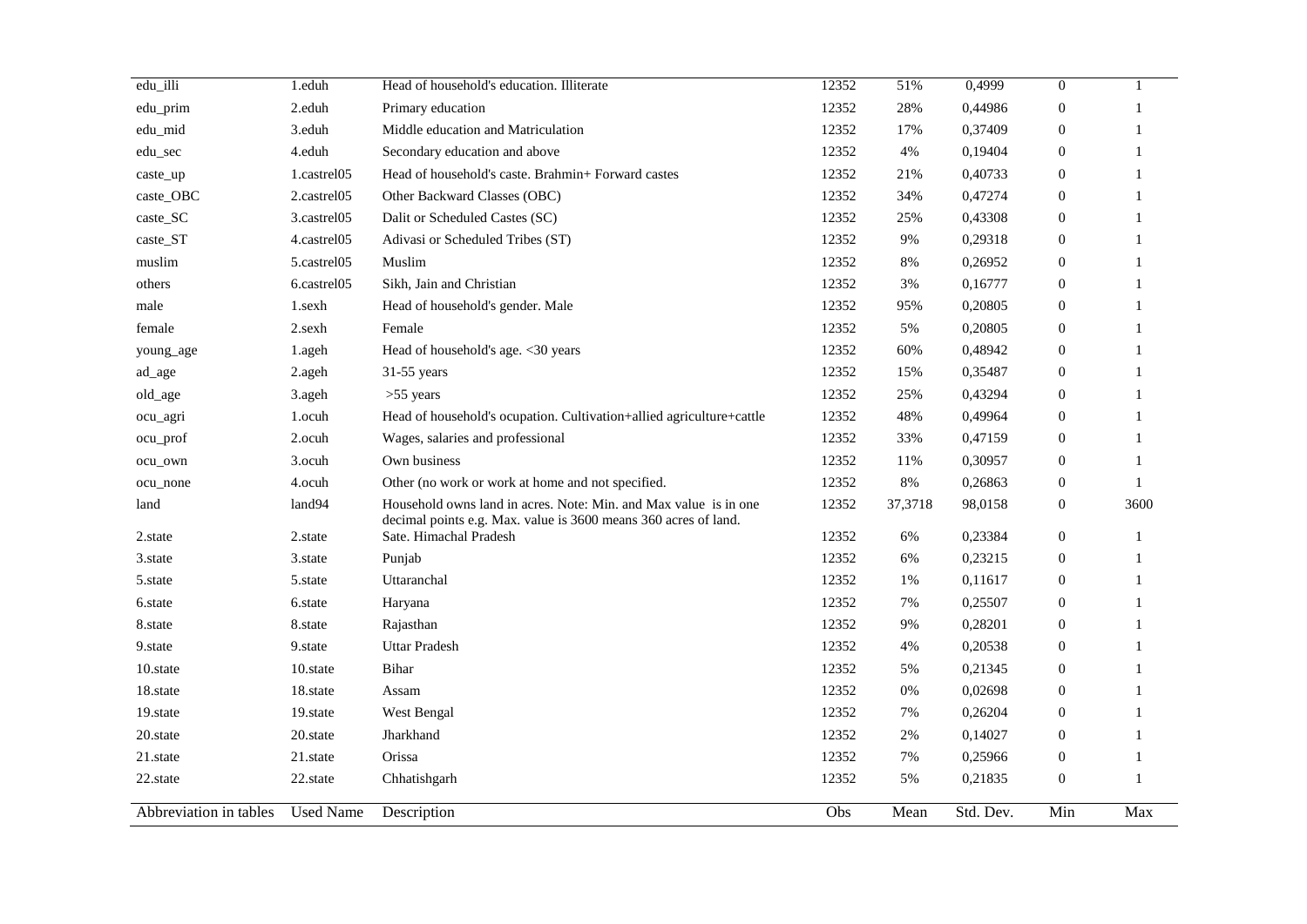| Abbreviation in tables | Used Name | Description | Obs | Mean | Std. Dev. | Min | Max |
|---|---|---|---|---|---|---|---|
| edu_illi | 1.eduh | Head of household's education. Illiterate | 12352 | 51% | 0,4999 | 0 | 1 |
| edu_prim | 2.eduh | Primary education | 12352 | 28% | 0,44986 | 0 | 1 |
| edu_mid | 3.eduh | Middle education and Matriculation | 12352 | 17% | 0,37409 | 0 | 1 |
| edu_sec | 4.eduh | Secondary education and above | 12352 | 4% | 0,19404 | 0 | 1 |
| caste_up | 1.castrel05 | Head of household's caste. Brahmin+ Forward castes | 12352 | 21% | 0,40733 | 0 | 1 |
| caste_OBC | 2.castrel05 | Other Backward Classes (OBC) | 12352 | 34% | 0,47274 | 0 | 1 |
| caste_SC | 3.castrel05 | Dalit or Scheduled Castes (SC) | 12352 | 25% | 0,43308 | 0 | 1 |
| caste_ST | 4.castrel05 | Adivasi or Scheduled Tribes (ST) | 12352 | 9% | 0,29318 | 0 | 1 |
| muslim | 5.castrel05 | Muslim | 12352 | 8% | 0,26952 | 0 | 1 |
| others | 6.castrel05 | Sikh, Jain and Christian | 12352 | 3% | 0,16777 | 0 | 1 |
| male | 1.sexh | Head of household's gender. Male | 12352 | 95% | 0,20805 | 0 | 1 |
| female | 2.sexh | Female | 12352 | 5% | 0,20805 | 0 | 1 |
| young_age | 1.ageh | Head of household's age. <30 years | 12352 | 60% | 0,48942 | 0 | 1 |
| ad_age | 2.ageh | 31-55 years | 12352 | 15% | 0,35487 | 0 | 1 |
| old_age | 3.ageh | >55 years | 12352 | 25% | 0,43294 | 0 | 1 |
| ocu_agri | 1.ocuh | Head of household's ocupation. Cultivation+allied agriculture+cattle | 12352 | 48% | 0,49964 | 0 | 1 |
| ocu_prof | 2.ocuh | Wages, salaries and professional | 12352 | 33% | 0,47159 | 0 | 1 |
| ocu_own | 3.ocuh | Own business | 12352 | 11% | 0,30957 | 0 | 1 |
| ocu_none | 4.ocuh | Other (no work or work at home and not specified. | 12352 | 8% | 0,26863 | 0 | 1 |
| land | land94 | Household owns land in acres. Note: Min. and Max value is in one decimal points e.g. Max. value is 3600 means 360 acres of land. | 12352 | 37,3718 | 98,0158 | 0 | 3600 |
| 2.state | 2.state | Sate. Himachal Pradesh | 12352 | 6% | 0,23384 | 0 | 1 |
| 3.state | 3.state | Punjab | 12352 | 6% | 0,23215 | 0 | 1 |
| 5.state | 5.state | Uttaranchal | 12352 | 1% | 0,11617 | 0 | 1 |
| 6.state | 6.state | Haryana | 12352 | 7% | 0,25507 | 0 | 1 |
| 8.state | 8.state | Rajasthan | 12352 | 9% | 0,28201 | 0 | 1 |
| 9.state | 9.state | Uttar Pradesh | 12352 | 4% | 0,20538 | 0 | 1 |
| 10.state | 10.state | Bihar | 12352 | 5% | 0,21345 | 0 | 1 |
| 18.state | 18.state | Assam | 12352 | 0% | 0,02698 | 0 | 1 |
| 19.state | 19.state | West Bengal | 12352 | 7% | 0,26204 | 0 | 1 |
| 20.state | 20.state | Jharkhand | 12352 | 2% | 0,14027 | 0 | 1 |
| 21.state | 21.state | Orissa | 12352 | 7% | 0,25966 | 0 | 1 |
| 22.state | 22.state | Chhatishgarh | 12352 | 5% | 0,21835 | 0 | 1 |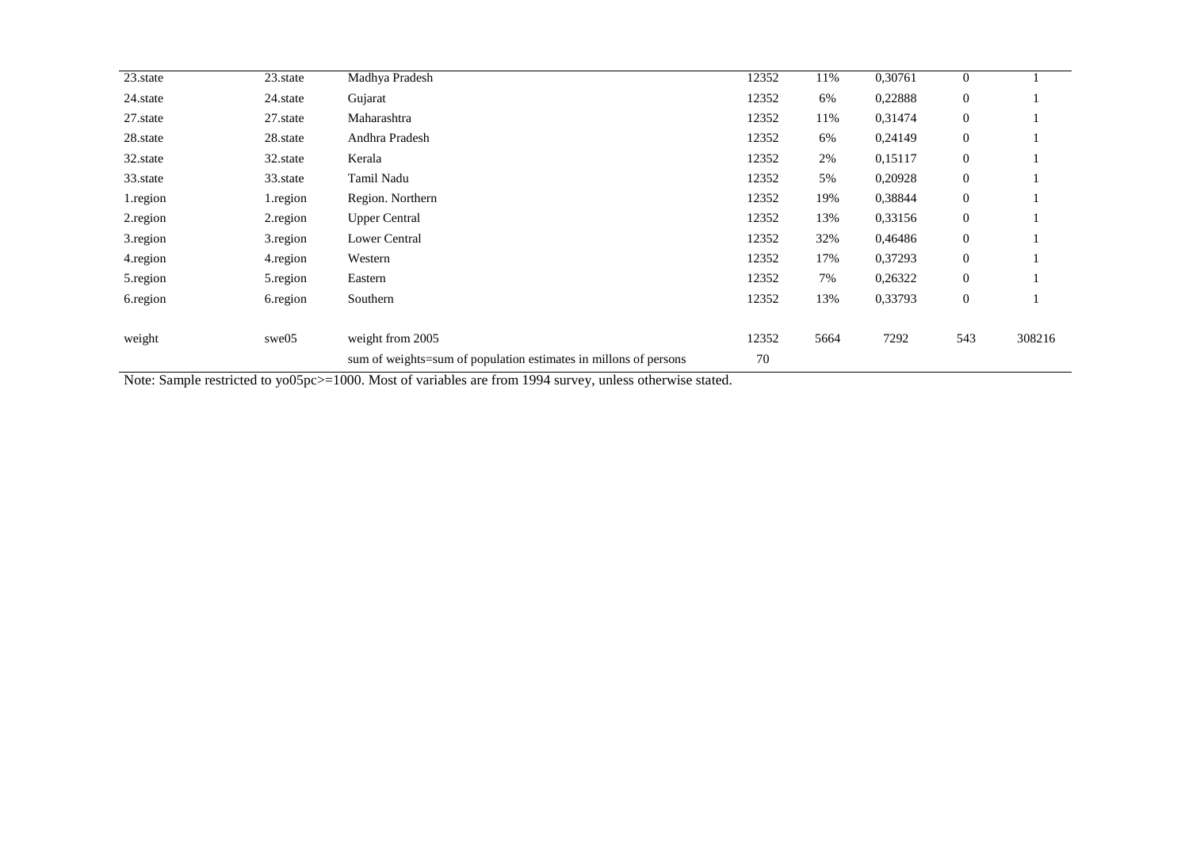| | | | | | | | |
|---|---|---|---|---|---|---|---|
| 23.state | 23.state | Madhya Pradesh | 12352 | 11% | 0,30761 | 0 | 1 |
| 24.state | 24.state | Gujarat | 12352 | 6% | 0,22888 | 0 | 1 |
| 27.state | 27.state | Maharashtra | 12352 | 11% | 0,31474 | 0 | 1 |
| 28.state | 28.state | Andhra Pradesh | 12352 | 6% | 0,24149 | 0 | 1 |
| 32.state | 32.state | Kerala | 12352 | 2% | 0,15117 | 0 | 1 |
| 33.state | 33.state | Tamil Nadu | 12352 | 5% | 0,20928 | 0 | 1 |
| 1.region | 1.region | Region. Northern | 12352 | 19% | 0,38844 | 0 | 1 |
| 2.region | 2.region | Upper Central | 12352 | 13% | 0,33156 | 0 | 1 |
| 3.region | 3.region | Lower Central | 12352 | 32% | 0,46486 | 0 | 1 |
| 4.region | 4.region | Western | 12352 | 17% | 0,37293 | 0 | 1 |
| 5.region | 5.region | Eastern | 12352 | 7% | 0,26322 | 0 | 1 |
| 6.region | 6.region | Southern | 12352 | 13% | 0,33793 | 0 | 1 |
| | | | | | | | |
| weight | swe05 | weight from 2005 | 12352 | 5664 | 7292 | 543 | 308216 |
| | | sum of weights=sum of population estimates in millons of persons | 70 | | | | |

Note: Sample restricted to yo05pc>=1000. Most of variables are from 1994 survey, unless otherwise stated.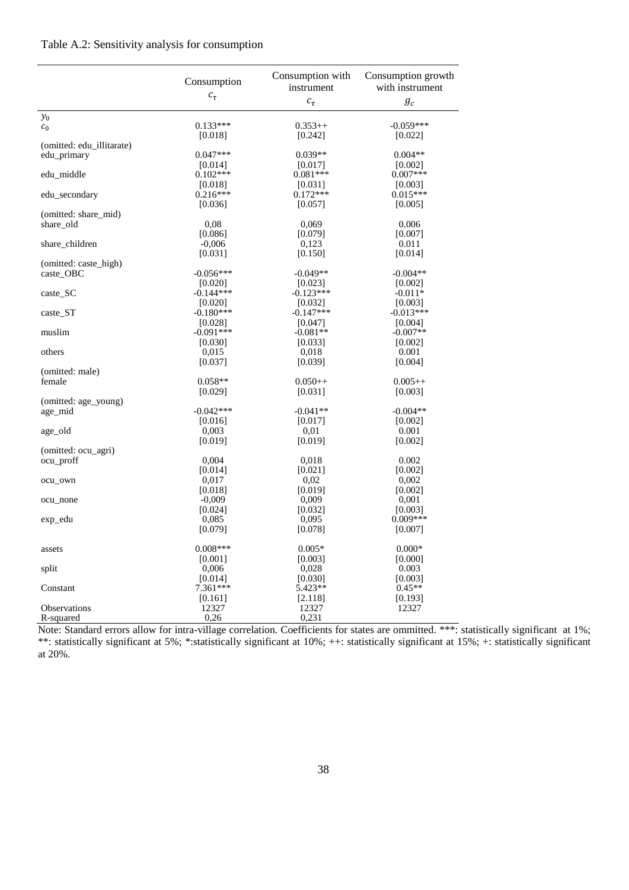Table A.2: Sensitivity analysis for consumption

| | Consumption $c_\tau$ | Consumption with instrument $c_\tau$ | Consumption growth with instrument $g_c$ |
|---|---|---|---|
| $y_0$ | | | |
| $c_0$ | 0.133*** | 0.353++ | -0.059*** |
| | [0.018] | [0.242] | [0.022] |
| (omitted: edu_illitarate) | | | |
| edu_primary | 0.047*** | 0.039** | 0.004** |
| | [0.014] | [0.017] | [0.002] |
| edu_middle | 0.102*** | 0.081*** | 0.007*** |
| | [0.018] | [0.031] | [0.003] |
| edu_secondary | 0.216*** | 0.172*** | 0.015*** |
| | [0.036] | [0.057] | [0.005] |
| (omitted: share_mid) | | | |
| share_old | 0,08 | 0,069 | 0.006 |
| | [0.086] | [0.079] | [0.007] |
| share_children | -0,006 | 0,123 | 0.011 |
| | [0.031] | [0.150] | [0.014] |
| (omitted: caste_high) | | | |
| caste_OBC | -0.056*** | -0.049** | -0.004** |
| | [0.020] | [0.023] | [0.002] |
| caste_SC | -0.144*** | -0.123*** | -0.011* |
| | [0.020] | [0.032] | [0.003] |
| caste_ST | -0.180*** | -0.147*** | -0.013*** |
| | [0.028] | [0.047] | [0.004] |
| muslim | -0.091*** | -0.081** | -0.007** |
| | [0.030] | [0.033] | [0.002] |
| others | 0,015 | 0,018 | 0.001 |
| | [0.037] | [0.039] | [0.004] |
| (omitted: male) | | | |
| female | 0.058** | 0.050++ | 0.005++ |
| | [0.029] | [0.031] | [0.003] |
| (omitted: age_young) | | | |
| age_mid | -0.042*** | -0.041** | -0.004** |
| | [0.016] | [0.017] | [0.002] |
| age_old | 0,003 | 0,01 | 0.001 |
| | [0.019] | [0.019] | [0.002] |
| (omitted: ocu_agri) | | | |
| ocu_proff | 0,004 | 0,018 | 0.002 |
| | [0.014] | [0.021] | [0.002] |
| ocu_own | 0,017 | 0,02 | 0,002 |
| | [0.018] | [0.019] | [0.002] |
| ocu_none | -0,009 | 0,009 | 0,001 |
| | [0.024] | [0.032] | [0.003] |
| exp_edu | 0,085 | 0,095 | 0.009*** |
| | [0.079] | [0.078] | [0.007] |
| assets | 0.008*** | 0.005* | 0.000* |
| | [0.001] | [0.003] | [0.000] |
| split | 0,006 | 0,028 | 0.003 |
| | [0.014] | [0.030] | [0.003] |
| Constant | 7.361*** | 5.423** | 0.45** |
| | [0.161] | [2.118] | [0.193] |
| Observations | 12327 | 12327 | 12327 |
| R-squared | 0,26 | 0,231 | |

Note: Standard errors allow for intra-village correlation. Coefficients for states are ommitted. ***: statistically significant at 1%; **: statistically significant at 5%; *:statistically significant at 10%; ++: statistically significant at 15%; +: statistically significant at 20%.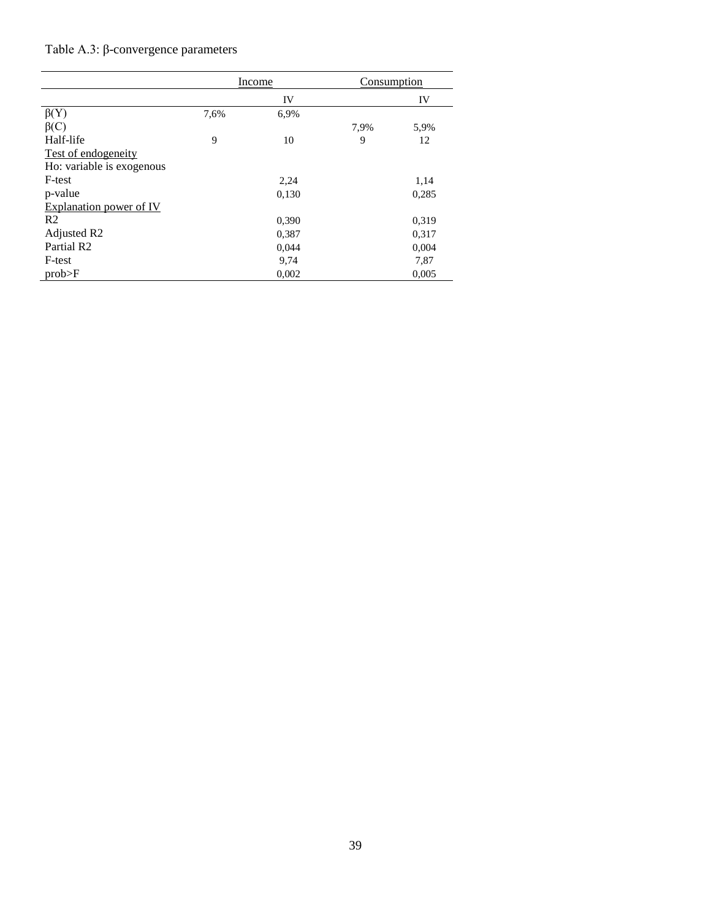Table A.3: β-convergence parameters

| | Income | | Consumption | |
|---|---|---|---|---|
| | | IV | | IV |
| β(Y) | 7,6% | 6,9% | | |
| β(C) | | | 7,9% | 5,9% |
| Half-life | 9 | 10 | 9 | 12 |
| Test of endogeneity | | | | |
| Ho: variable is exogenous | | | | |
| F-test | | 2,24 | | 1,14 |
| p-value | | 0,130 | | 0,285 |
| Explanation power of IV | | | | |
| R2 | | 0,390 | | 0,319 |
| Adjusted R2 | | 0,387 | | 0,317 |
| Partial R2 | | 0,044 | | 0,004 |
| F-test | | 9,74 | | 7,87 |
| prob>F | | 0,002 | | 0,005 |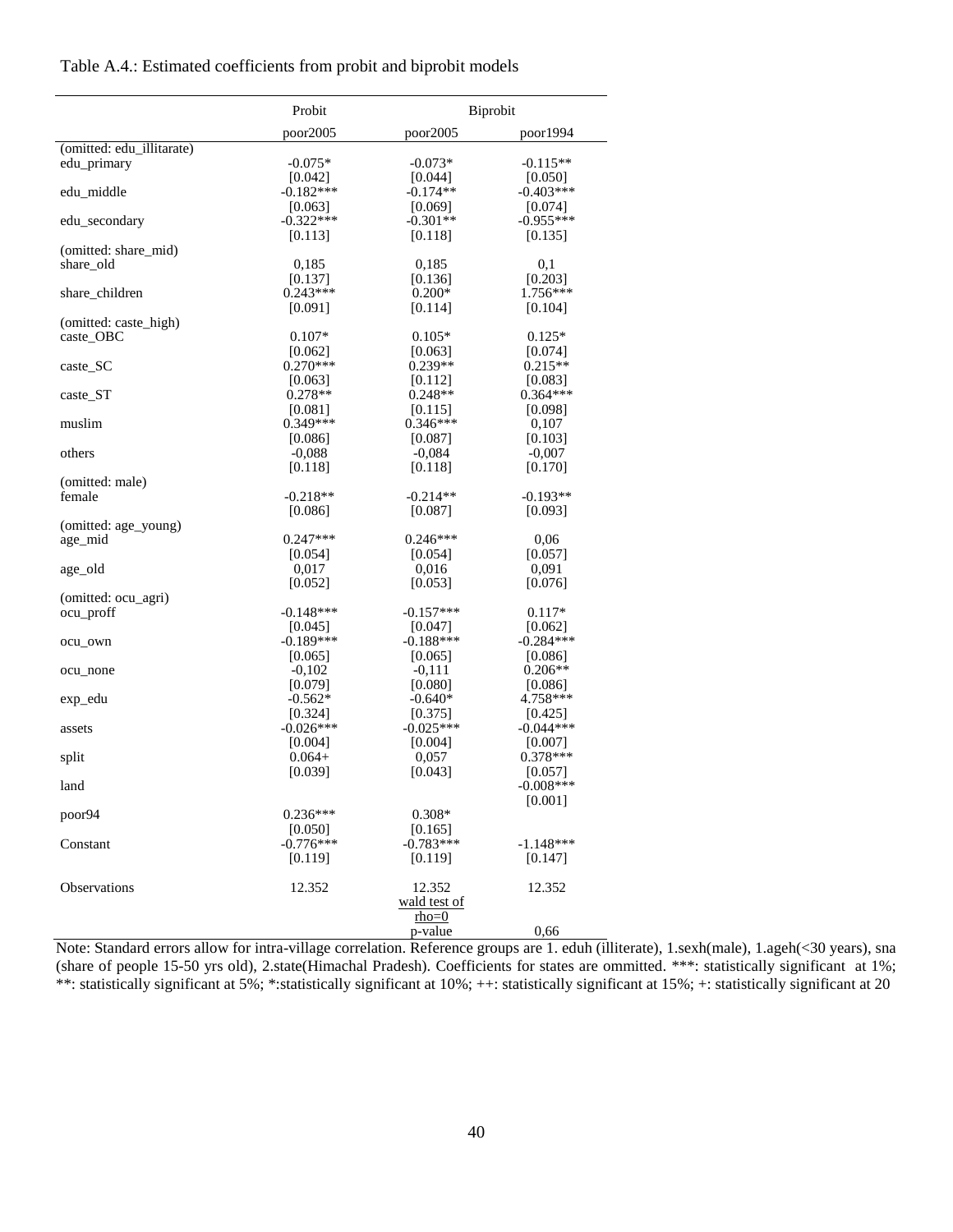Table A.4.: Estimated coefficients from probit and biprobit models

| | Probit | Biprobit | |
|---|---|---|---|
| | poor2005 | poor2005 | poor1994 |
| (omitted: edu_illitarate) | | | |
| edu_primary | -0.075* | -0.073* | -0.115** |
| | [0.042] | [0.044] | [0.050] |
| edu_middle | -0.182*** | -0.174** | -0.403*** |
| | [0.063] | [0.069] | [0.074] |
| edu_secondary | -0.322*** | -0.301** | -0.955*** |
| | [0.113] | [0.118] | [0.135] |
| (omitted: share_mid) | | | |
| share_old | 0,185 | 0,185 | 0,1 |
| | [0.137] | [0.136] | [0.203] |
| share_children | 0.243*** | 0.200* | 1.756*** |
| | [0.091] | [0.114] | [0.104] |
| (omitted: caste_high) | | | |
| caste_OBC | 0.107* | 0.105* | 0.125* |
| | [0.062] | [0.063] | [0.074] |
| caste_SC | 0.270*** | 0.239** | 0.215** |
| | [0.063] | [0.112] | [0.083] |
| caste_ST | 0.278** | 0.248** | 0.364*** |
| | [0.081] | [0.115] | [0.098] |
| muslim | 0.349*** | 0.346*** | 0,107 |
| | [0.086] | [0.087] | [0.103] |
| others | -0,088 | -0,084 | -0,007 |
| | [0.118] | [0.118] | [0.170] |
| (omitted: male) | | | |
| female | -0.218** | -0.214** | -0.193** |
| | [0.086] | [0.087] | [0.093] |
| (omitted: age_young) | | | |
| age_mid | 0.247*** | 0.246*** | 0,06 |
| | [0.054] | [0.054] | [0.057] |
| age_old | 0,017 | 0,016 | 0,091 |
| | [0.052] | [0.053] | [0.076] |
| (omitted: ocu_agri) | | | |
| ocu_proff | -0.148*** | -0.157*** | 0.117* |
| | [0.045] | [0.047] | [0.062] |
| ocu_own | -0.189*** | -0.188*** | -0.284*** |
| | [0.065] | [0.065] | [0.086] |
| ocu_none | -0,102 | -0,111 | 0.206** |
| | [0.079] | [0.080] | [0.086] |
| exp_edu | -0.562* | -0.640* | 4.758*** |
| | [0.324] | [0.375] | [0.425] |
| assets | -0.026*** | -0.025*** | -0.044*** |
| | [0.004] | [0.004] | [0.007] |
| split | 0.064+ | 0,057 | 0.378*** |
| | [0.039] | [0.043] | [0.057] |
| land | | | -0.008*** |
| | | | [0.001] |
| poor94 | 0.236*** | 0.308* | |
| | [0.050] | [0.165] | |
| Constant | -0.776*** | -0.783*** | -1.148*** |
| | [0.119] | [0.119] | [0.147] |
| Observations | 12.352 | 12.352 | 12.352 |
| | | wald test of rho=0 p-value | 0,66 |

Note: Standard errors allow for intra-village correlation. Reference groups are 1. eduh (illiterate), 1.sexh(male), 1.ageh(<30 years), sna (share of people 15-50 yrs old), 2.state(Himachal Pradesh). Coefficients for states are ommitted. ***: statistically significant at 1%; **: statistically significant at 5%; *:statistically significant at 10%; ++: statistically significant at 15%; +: statistically significant at 20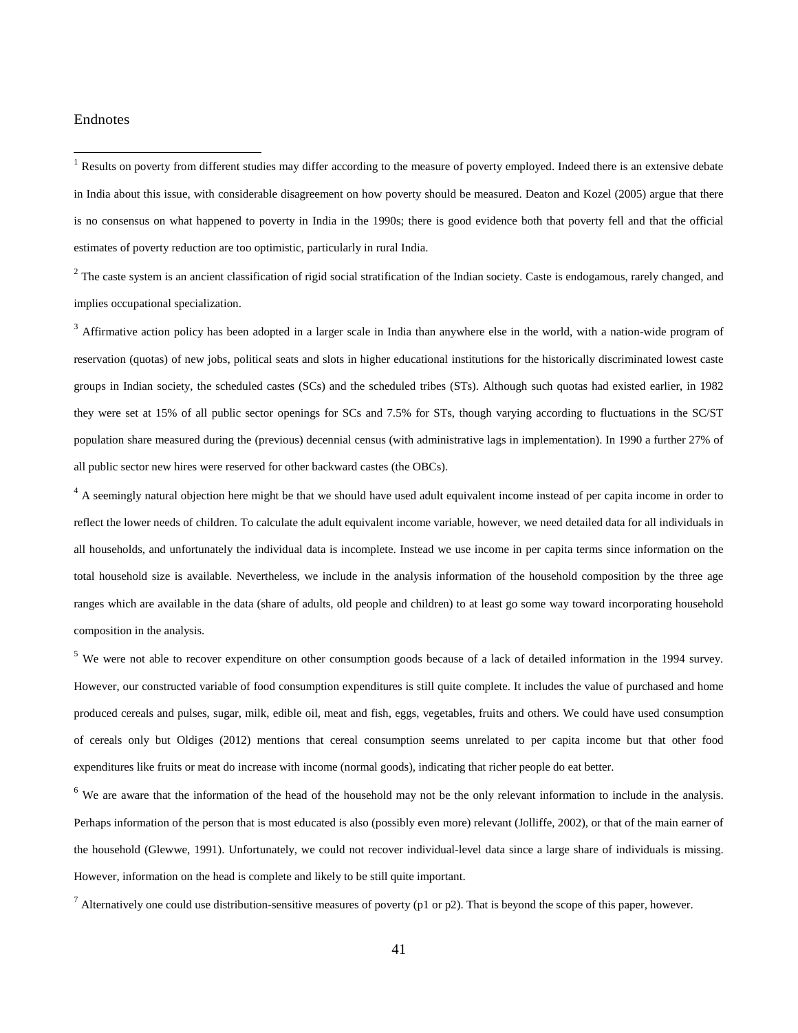Endnotes

[1] Results on poverty from different studies may differ according to the measure of poverty employed. Indeed there is an extensive debate in India about this issue, with considerable disagreement on how poverty should be measured. Deaton and Kozel (2005) argue that there is no consensus on what happened to poverty in India in the 1990s; there is good evidence both that poverty fell and that the official estimates of poverty reduction are too optimistic, particularly in rural India.

[2] The caste system is an ancient classification of rigid social stratification of the Indian society. Caste is endogamous, rarely changed, and implies occupational specialization.

[3] Affirmative action policy has been adopted in a larger scale in India than anywhere else in the world, with a nation-wide program of reservation (quotas) of new jobs, political seats and slots in higher educational institutions for the historically discriminated lowest caste groups in Indian society, the scheduled castes (SCs) and the scheduled tribes (STs). Although such quotas had existed earlier, in 1982 they were set at 15% of all public sector openings for SCs and 7.5% for STs, though varying according to fluctuations in the SC/ST population share measured during the (previous) decennial census (with administrative lags in implementation). In 1990 a further 27% of all public sector new hires were reserved for other backward castes (the OBCs).

[4] A seemingly natural objection here might be that we should have used adult equivalent income instead of per capita income in order to reflect the lower needs of children. To calculate the adult equivalent income variable, however, we need detailed data for all individuals in all households, and unfortunately the individual data is incomplete. Instead we use income in per capita terms since information on the total household size is available. Nevertheless, we include in the analysis information of the household composition by the three age ranges which are available in the data (share of adults, old people and children) to at least go some way toward incorporating household composition in the analysis.

[5] We were not able to recover expenditure on other consumption goods because of a lack of detailed information in the 1994 survey. However, our constructed variable of food consumption expenditures is still quite complete. It includes the value of purchased and home produced cereals and pulses, sugar, milk, edible oil, meat and fish, eggs, vegetables, fruits and others. We could have used consumption of cereals only but Oldiges (2012) mentions that cereal consumption seems unrelated to per capita income but that other food expenditures like fruits or meat do increase with income (normal goods), indicating that richer people do eat better.

[6] We are aware that the information of the head of the household may not be the only relevant information to include in the analysis. Perhaps information of the person that is most educated is also (possibly even more) relevant (Jolliffe, 2002), or that of the main earner of the household (Glewwe, 1991). Unfortunately, we could not recover individual-level data since a large share of individuals is missing. However, information on the head is complete and likely to be still quite important.

[7] Alternatively one could use distribution-sensitive measures of poverty (p1 or p2). That is beyond the scope of this paper, however.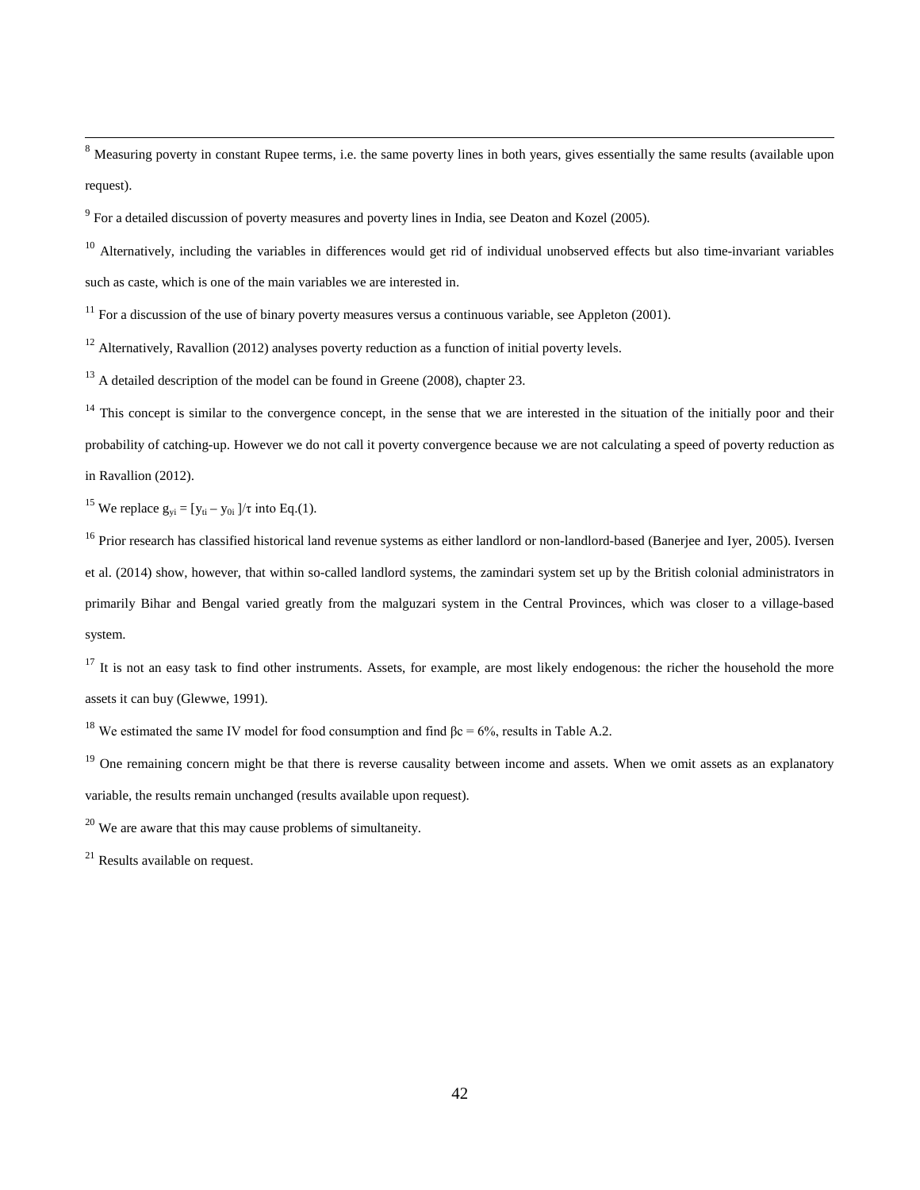[8] Measuring poverty in constant Rupee terms, i.e. the same poverty lines in both years, gives essentially the same results (available upon request).

[9] For a detailed discussion of poverty measures and poverty lines in India, see Deaton and Kozel (2005).

[10] Alternatively, including the variables in differences would get rid of individual unobserved effects but also time-invariant variables such as caste, which is one of the main variables we are interested in.

[11] For a discussion of the use of binary poverty measures versus a continuous variable, see Appleton (2001).

[12] Alternatively, Ravallion (2012) analyses poverty reduction as a function of initial poverty levels.

[13] A detailed description of the model can be found in Greene (2008), chapter 23.

[14] This concept is similar to the convergence concept, in the sense that we are interested in the situation of the initially poor and their probability of catching-up. However we do not call it poverty convergence because we are not calculating a speed of poverty reduction as in Ravallion (2012).

[15] We replace $g_{yi} = [y_{ti} - y_{0i}]/\tau$ into Eq.(1).

[16] Prior research has classified historical land revenue systems as either landlord or non-landlord-based (Banerjee and Iyer, 2005). Iversen et al. (2014) show, however, that within so-called landlord systems, the zamindari system set up by the British colonial administrators in primarily Bihar and Bengal varied greatly from the malguzari system in the Central Provinces, which was closer to a village-based system.

[17] It is not an easy task to find other instruments. Assets, for example, are most likely endogenous: the richer the household the more assets it can buy (Glewwe, 1991).

[18] We estimated the same IV model for food consumption and find $\beta c = 6\%$, results in Table A.2.

[19] One remaining concern might be that there is reverse causality between income and assets. When we omit assets as an explanatory variable, the results remain unchanged (results available upon request).

[20] We are aware that this may cause problems of simultaneity.

[21] Results available on request.